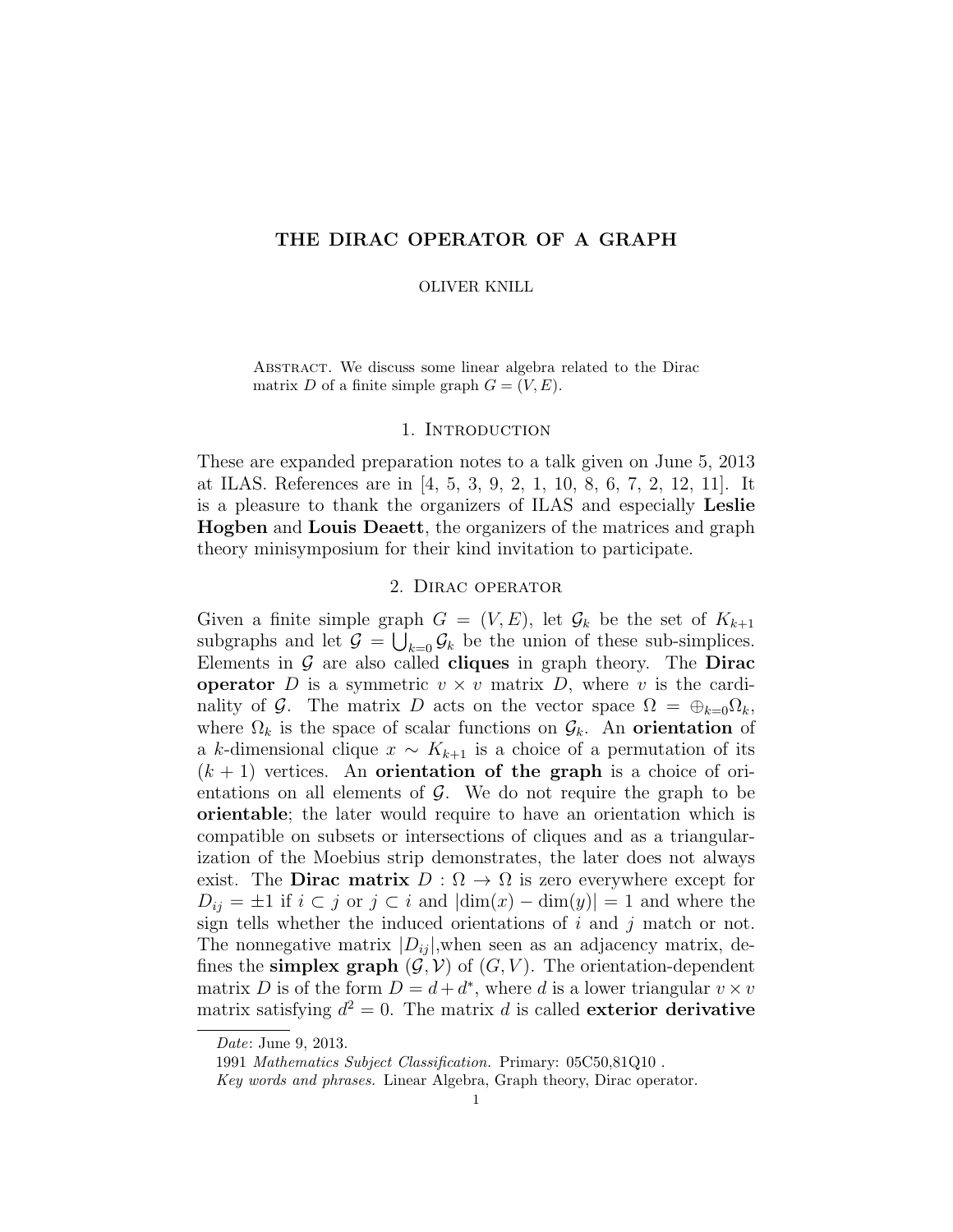# THE DIRAC OPERATOR OF A GRAPH

OLIVER KNILL

Abstract. We discuss some linear algebra related to the Dirac matrix $D$ of a finite simple graph $G = (V, E)$.

## 1. Introduction

These are expanded preparation notes to a talk given on June 5, 2013 at ILAS. References are in [4, 5, 3, 9, 2, 1, 10, 8, 6, 7, 2, 12, 11]. It is a pleasure to thank the organizers of ILAS and especially **Leslie Hogben** and **Louis Deaett**, the organizers of the matrices and graph theory minisymposium for their kind invitation to participate.

## 2. Dirac operator

Given a finite simple graph $G = (V, E)$, let $\mathcal{G}_k$ be the set of $K_{k+1}$ subgraphs and let $\mathcal{G} = \bigcup_{k=0} \mathcal{G}_k$ be the union of these sub-simplices. Elements in $\mathcal{G}$ are also called **cliques** in graph theory. The **Dirac operator** $D$ is a symmetric $v \times v$ matrix $D$, where $v$ is the cardinality of $\mathcal{G}$. The matrix $D$ acts on the vector space $\Omega = \oplus_{k=0} \Omega_k$, where $\Omega_k$ is the space of scalar functions on $\mathcal{G}_k$. An **orientation** of a $k$-dimensional clique $x \sim K_{k+1}$ is a choice of a permutation of its $(k+1)$ vertices. An **orientation of the graph** is a choice of orientations on all elements of $\mathcal{G}$. We do not require the graph to be **orientable**; the later would require to have an orientation which is compatible on subsets or intersections of cliques and as a triangularization of the Moebius strip demonstrates, the later does not always exist. The **Dirac matrix** $D : \Omega \to \Omega$ is zero everywhere except for $D_{ij} = \pm 1$ if $i \subset j$ or $j \subset i$ and $|\dim(x) - \dim(y)| = 1$ and where the sign tells whether the induced orientations of $i$ and $j$ match or not. The nonnegative matrix $|D_{ij}|$,when seen as an adjacency matrix, defines the **simplex graph** $(\mathcal{G}, \mathcal{V})$ of $(G, V)$. The orientation-dependent matrix $D$ is of the form $D = d + d^*$, where $d$ is a lower triangular $v \times v$ matrix satisfying $d^2 = 0$. The matrix $d$ is called **exterior derivative**

*Date*: June 9, 2013.

1991 *Mathematics Subject Classification.* Primary: 05C50,81Q10 .

*Key words and phrases.* Linear Algebra, Graph theory, Dirac operator.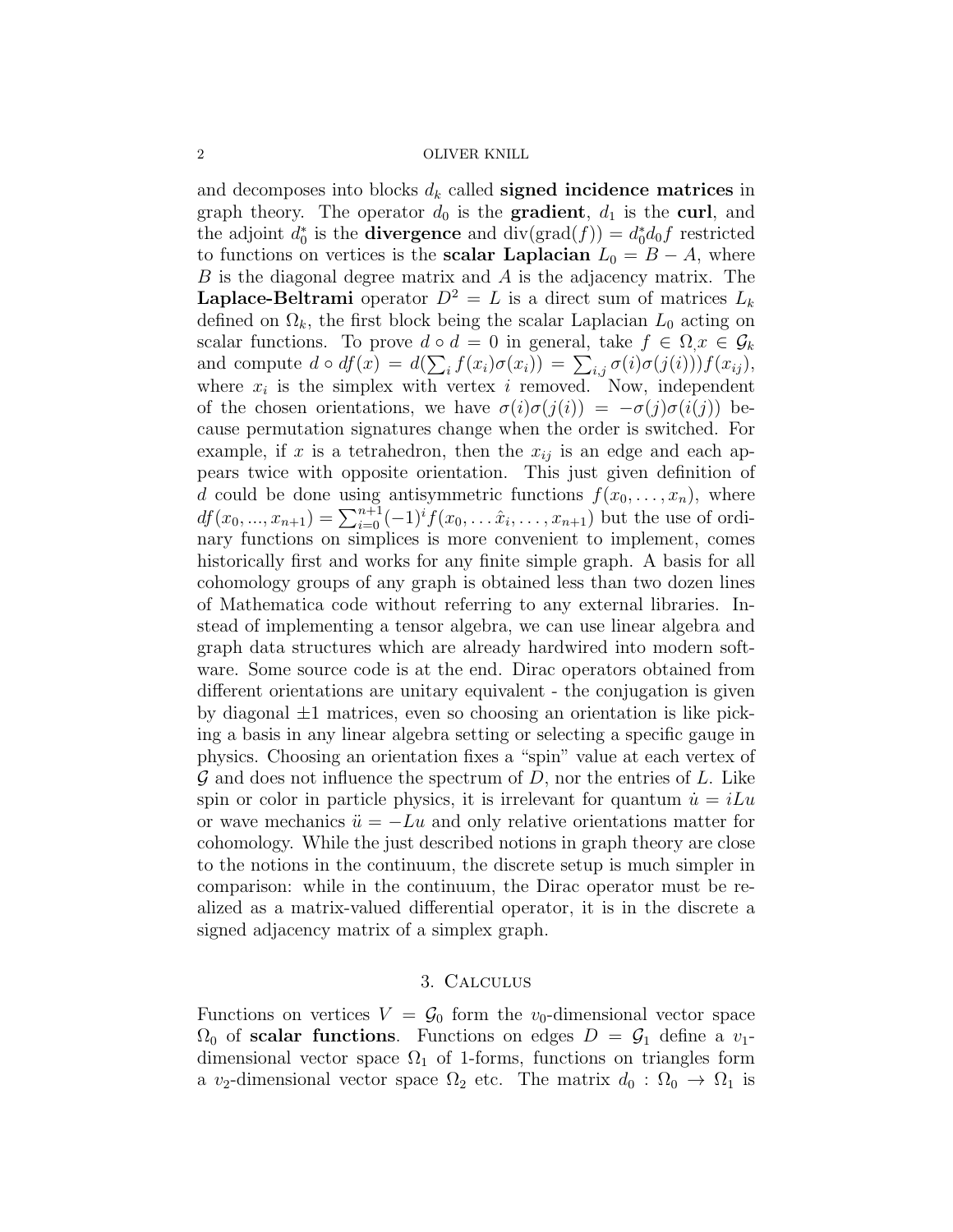and decomposes into blocks $d_k$ called **signed incidence matrices** in graph theory. The operator $d_0$ is the **gradient**, $d_1$ is the **curl**, and the adjoint $d_0^*$ is the **divergence** and $\text{div}(\text{grad}(f)) = d_0^* d_0 f$ restricted to functions on vertices is the **scalar Laplacian** $L_0 = B - A$, where $B$ is the diagonal degree matrix and $A$ is the adjacency matrix. The **Laplace-Beltrami** operator $D^2 = L$ is a direct sum of matrices $L_k$ defined on $\Omega_k$, the first block being the scalar Laplacian $L_0$ acting on scalar functions. To prove $d \circ d = 0$ in general, take $f \in \Omega, x \in \mathcal{G}_k$ and compute $d \circ df(x) = d(\sum_i f(x_i)\sigma(x_i)) = \sum_{i,j} \sigma(i)\sigma(j(i)))f(x_{ij})$, where $x_i$ is the simplex with vertex $i$ removed. Now, independent of the chosen orientations, we have $\sigma(i)\sigma(j(i)) = -\sigma(j)\sigma(i(j))$ because permutation signatures change when the order is switched. For example, if $x$ is a tetrahedron, then the $x_{ij}$ is an edge and each appears twice with opposite orientation. This just given definition of $d$ could be done using antisymmetric functions $f(x_0, \dots, x_n)$, where $df(x_0, ..., x_{n+1}) = \sum_{i=0}^{n+1} (-1)^i f(x_0, \dots \hat{x}_i, \dots, x_{n+1})$ but the use of ordinary functions on simplices is more convenient to implement, comes historically first and works for any finite simple graph. A basis for all cohomology groups of any graph is obtained less than two dozen lines of Mathematica code without referring to any external libraries. Instead of implementing a tensor algebra, we can use linear algebra and graph data structures which are already hardwired into modern software. Some source code is at the end. Dirac operators obtained from different orientations are unitary equivalent - the conjugation is given by diagonal $\pm 1$ matrices, even so choosing an orientation is like picking a basis in any linear algebra setting or selecting a specific gauge in physics. Choosing an orientation fixes a "spin" value at each vertex of $\mathcal{G}$ and does not influence the spectrum of $D$, nor the entries of $L$. Like spin or color in particle physics, it is irrelevant for quantum $\dot{u} = iLu$ or wave mechanics $\ddot{u} = -Lu$ and only relative orientations matter for cohomology. While the just described notions in graph theory are close to the notions in the continuum, the discrete setup is much simpler in comparison: while in the continuum, the Dirac operator must be realized as a matrix-valued differential operator, it is in the discrete a signed adjacency matrix of a simplex graph.

## 3. Calculus

Functions on vertices $V = \mathcal{G}_0$ form the $v_0$-dimensional vector space $\Omega_0$ of **scalar functions**. Functions on edges $D = \mathcal{G}_1$ define a $v_1$-dimensional vector space $\Omega_1$ of 1-forms, functions on triangles form a $v_2$-dimensional vector space $\Omega_2$ etc. The matrix $d_0 : \Omega_0 \to \Omega_1$ is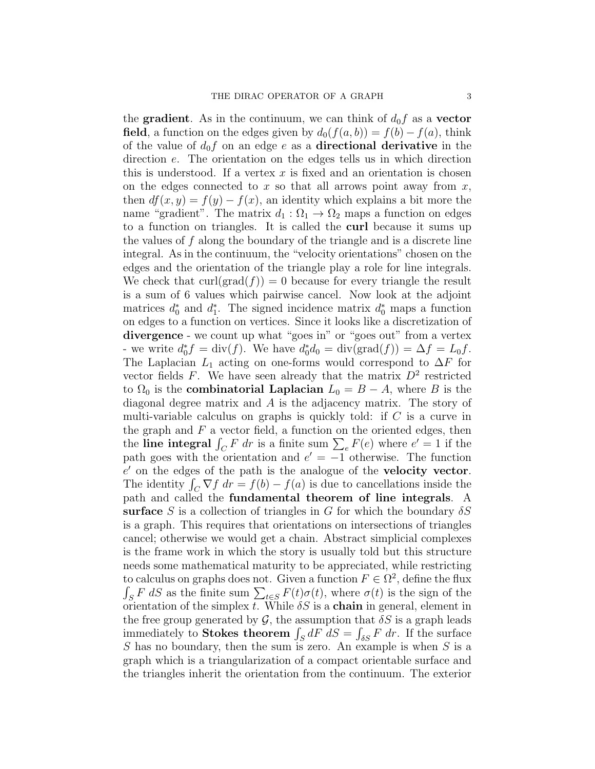the **gradient**. As in the continuum, we can think of $d_0 f$ as a **vector field**, a function on the edges given by $d_0(f(a,b)) = f(b) - f(a)$, think of the value of $d_0 f$ on an edge $e$ as a **directional derivative** in the direction $e$. The orientation on the edges tells us in which direction this is understood. If a vertex $x$ is fixed and an orientation is chosen on the edges connected to $x$ so that all arrows point away from $x$, then $df(x,y) = f(y) - f(x)$, an identity which explains a bit more the name "gradient". The matrix $d_1 : \Omega_1 \to \Omega_2$ maps a function on edges to a function on triangles. It is called the **curl** because it sums up the values of $f$ along the boundary of the triangle and is a discrete line integral. As in the continuum, the "velocity orientations" chosen on the edges and the orientation of the triangle play a role for line integrals. We check that $\text{curl}(\text{grad}(f)) = 0$ because for every triangle the result is a sum of 6 values which pairwise cancel. Now look at the adjoint matrices $d_0^*$ and $d_1^*$. The signed incidence matrix $d_0^*$ maps a function on edges to a function on vertices. Since it looks like a discretization of **divergence** - we count up what "goes in" or "goes out" from a vertex - we write $d_0^* f = \text{div}(f)$. We have $d_0^* d_0 = \text{div}(\text{grad}(f)) = \Delta f = L_0 f$. The Laplacian $L_1$ acting on one-forms would correspond to $\Delta F$ for vector fields $F$. We have seen already that the matrix $D^2$ restricted to $\Omega_0$ is the **combinatorial Laplacian** $L_0 = B - A$, where $B$ is the diagonal degree matrix and $A$ is the adjacency matrix. The story of multi-variable calculus on graphs is quickly told: if $C$ is a curve in the graph and $F$ a vector field, a function on the oriented edges, then the **line integral** $\int_C F \, dr$ is a finite sum $\sum_e F(e)$ where $e' = 1$ if the path goes with the orientation and $e' = -1$ otherwise. The function $e'$ on the edges of the path is the analogue of the **velocity vector**. The identity $\int_C \nabla f \, dr = f(b) - f(a)$ is due to cancellations inside the path and called the **fundamental theorem of line integrals**. A **surface** $S$ is a collection of triangles in $G$ for which the boundary $\delta S$ is a graph. This requires that orientations on intersections of triangles cancel; otherwise we would get a chain. Abstract simplicial complexes is the frame work in which the story is usually told but this structure needs some mathematical maturity to be appreciated, while restricting to calculus on graphs does not. Given a function $F \in \Omega^2$, define the flux $\int_S F \, dS$ as the finite sum $\sum_{t \in S} F(t)\sigma(t)$, where $\sigma(t)$ is the sign of the orientation of the simplex $t$. While $\delta S$ is a **chain** in general, element in the free group generated by $\mathcal{G}$, the assumption that $\delta S$ is a graph leads immediately to **Stokes theorem** $\int_S dF \, dS = \int_{\delta S} F \, dr$. If the surface $S$ has no boundary, then the sum is zero. An example is when $S$ is a graph which is a triangularization of a compact orientable surface and the triangles inherit the orientation from the continuum. The exterior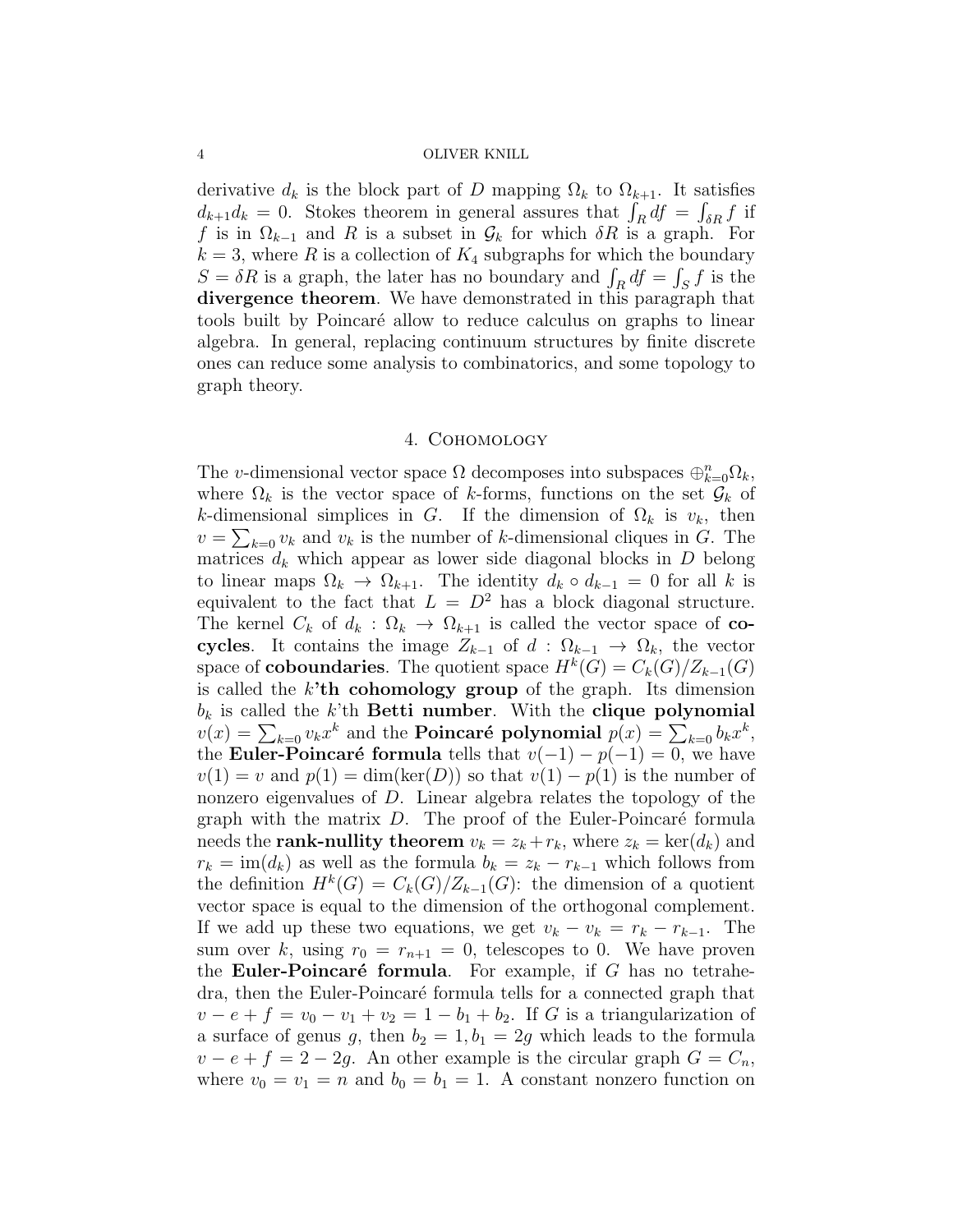derivative $d_k$ is the block part of $D$ mapping $\Omega_k$ to $\Omega_{k+1}$. It satisfies $d_{k+1}d_k = 0$. Stokes theorem in general assures that $\int_R df = \int_{\delta R} f$ if $f$ is in $\Omega_{k-1}$ and $R$ is a subset in $\mathcal{G}_k$ for which $\delta R$ is a graph. For $k = 3$, where $R$ is a collection of $K_4$ subgraphs for which the boundary $S = \delta R$ is a graph, the later has no boundary and $\int_R df = \int_S f$ is the **divergence theorem**. We have demonstrated in this paragraph that tools built by Poincaré allow to reduce calculus on graphs to linear algebra. In general, replacing continuum structures by finite discrete ones can reduce some analysis to combinatorics, and some topology to graph theory.

## 4. Cohomology

The $v$-dimensional vector space $\Omega$ decomposes into subspaces $\oplus_{k=0}^{n} \Omega_k$, where $\Omega_k$ is the vector space of $k$-forms, functions on the set $\mathcal{G}_k$ of $k$-dimensional simplices in $G$. If the dimension of $\Omega_k$ is $v_k$, then $v = \sum_{k=0} v_k$ and $v_k$ is the number of $k$-dimensional cliques in $G$. The matrices $d_k$ which appear as lower side diagonal blocks in $D$ belong to linear maps $\Omega_k \to \Omega_{k+1}$. The identity $d_k \circ d_{k-1} = 0$ for all $k$ is equivalent to the fact that $L = D^2$ has a block diagonal structure. The kernel $C_k$ of $d_k : \Omega_k \to \Omega_{k+1}$ is called the vector space of **cocycles**. It contains the image $Z_{k-1}$ of $d : \Omega_{k-1} \to \Omega_k$, the vector space of **coboundaries**. The quotient space $H^k(G) = C_k(G)/Z_{k-1}(G)$ is called the **$k$'th cohomology group** of the graph. Its dimension $b_k$ is called the $k$'th **Betti number**. With the **clique polynomial** $v(x) = \sum_{k=0} v_k x^k$ and the **Poincaré polynomial** $p(x) = \sum_{k=0} b_k x^k$, the **Euler-Poincaré formula** tells that $v(-1) - p(-1) = 0$, we have $v(1) = v$ and $p(1) = \dim(\ker(D))$ so that $v(1) - p(1)$ is the number of nonzero eigenvalues of $D$. Linear algebra relates the topology of the graph with the matrix $D$. The proof of the Euler-Poincaré formula needs the **rank-nullity theorem** $v_k = z_k + r_k$, where $z_k = \ker(d_k)$ and $r_k = \mathrm{im}(d_k)$ as well as the formula $b_k = z_k - r_{k-1}$ which follows from the definition $H^k(G) = C_k(G)/Z_{k-1}(G)$: the dimension of a quotient vector space is equal to the dimension of the orthogonal complement. If we add up these two equations, we get $v_k - v_k = r_k - r_{k-1}$. The sum over $k$, using $r_0 = r_{n+1} = 0$, telescopes to 0. We have proven the **Euler-Poincaré formula**. For example, if $G$ has no tetrahedra, then the Euler-Poincaré formula tells for a connected graph that $v - e + f = v_0 - v_1 + v_2 = 1 - b_1 + b_2$. If $G$ is a triangularization of a surface of genus $g$, then $b_2 = 1, b_1 = 2g$ which leads to the formula $v - e + f = 2 - 2g$. An other example is the circular graph $G = C_n$, where $v_0 = v_1 = n$ and $b_0 = b_1 = 1$. A constant nonzero function on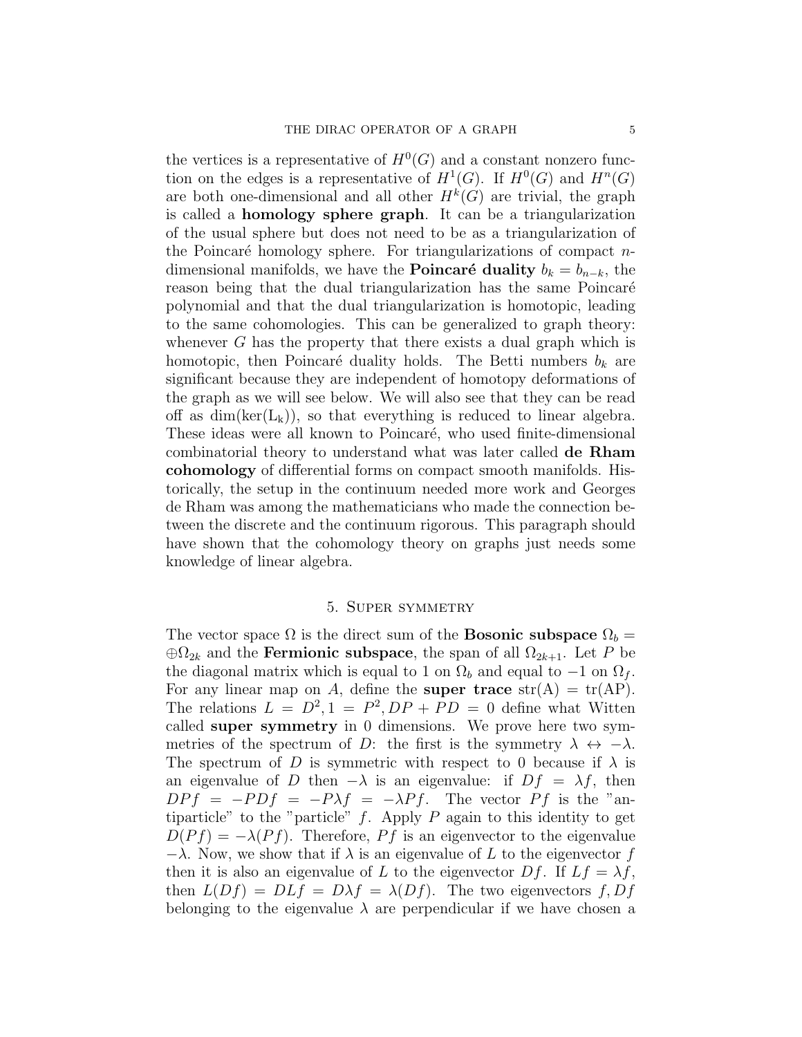the vertices is a representative of $H^0(G)$ and a constant nonzero function on the edges is a representative of $H^1(G)$. If $H^0(G)$ and $H^n(G)$ are both one-dimensional and all other $H^k(G)$ are trivial, the graph is called a **homology sphere graph**. It can be a triangularization of the usual sphere but does not need to be as a triangularization of the Poincaré homology sphere. For triangularizations of compact $n$-dimensional manifolds, we have the **Poincaré duality** $b_k = b_{n-k}$, the reason being that the dual triangularization has the same Poincaré polynomial and that the dual triangularization is homotopic, leading to the same cohomologies. This can be generalized to graph theory: whenever $G$ has the property that there exists a dual graph which is homotopic, then Poincaré duality holds. The Betti numbers $b_k$ are significant because they are independent of homotopy deformations of the graph as we will see below. We will also see that they can be read off as $\dim(\ker(L_k))$, so that everything is reduced to linear algebra. These ideas were all known to Poincaré, who used finite-dimensional combinatorial theory to understand what was later called **de Rham cohomology** of differential forms on compact smooth manifolds. Historically, the setup in the continuum needed more work and Georges de Rham was among the mathematicians who made the connection between the discrete and the continuum rigorous. This paragraph should have shown that the cohomology theory on graphs just needs some knowledge of linear algebra.

## 5. Super symmetry

The vector space $\Omega$ is the direct sum of the **Bosonic subspace** $\Omega_b = \oplus \Omega_{2k}$ and the **Fermionic subspace**, the span of all $\Omega_{2k+1}$. Let $P$ be the diagonal matrix which is equal to 1 on $\Omega_b$ and equal to $-1$ on $\Omega_f$. For any linear map on $A$, define the **super trace** $\mathrm{str}(A) = \mathrm{tr}(AP)$. The relations $L = D^2, 1 = P^2, DP + PD = 0$ define what Witten called **super symmetry** in 0 dimensions. We prove here two symmetries of the spectrum of $D$: the first is the symmetry $\lambda \leftrightarrow -\lambda$. The spectrum of $D$ is symmetric with respect to 0 because if $\lambda$ is an eigenvalue of $D$ then $-\lambda$ is an eigenvalue: if $Df = \lambda f$, then $DPf = -PDf = -P\lambda f = -\lambda Pf$. The vector $Pf$ is the "antiparticle" to the "particle" $f$. Apply $P$ again to this identity to get $D(Pf) = -\lambda(Pf)$. Therefore, $Pf$ is an eigenvector to the eigenvalue $-\lambda$. Now, we show that if $\lambda$ is an eigenvalue of $L$ to the eigenvector $f$ then it is also an eigenvalue of $L$ to the eigenvector $Df$. If $Lf = \lambda f$, then $L(Df) = DLf = D\lambda f = \lambda(Df)$. The two eigenvectors $f, Df$ belonging to the eigenvalue $\lambda$ are perpendicular if we have chosen a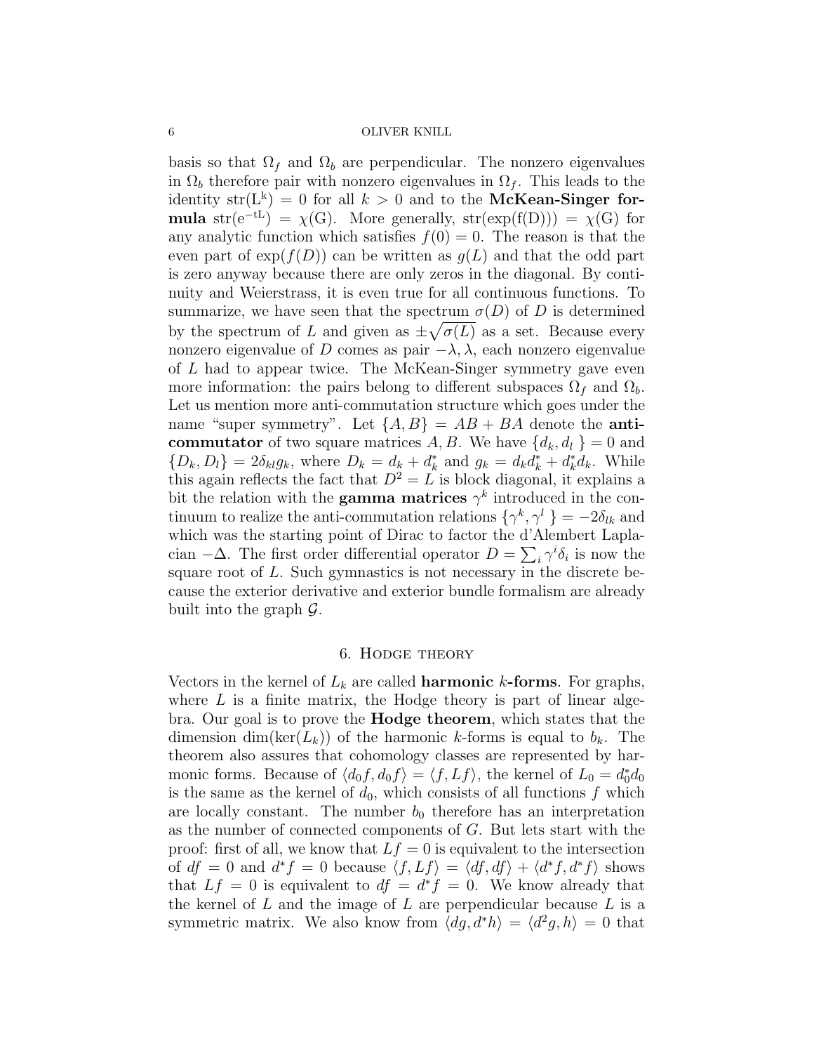basis so that $\Omega_f$ and $\Omega_b$ are perpendicular. The nonzero eigenvalues in $\Omega_b$ therefore pair with nonzero eigenvalues in $\Omega_f$. This leads to the identity $\mathrm{str}(L^k) = 0$ for all $k > 0$ and to the **McKean-Singer formula** $\mathrm{str}(e^{-tL}) = \chi(G)$. More generally, $\mathrm{str}(\exp(f(D))) = \chi(G)$ for any analytic function which satisfies $f(0) = 0$. The reason is that the even part of $\exp(f(D))$ can be written as $g(L)$ and that the odd part is zero anyway because there are only zeros in the diagonal. By continuity and Weierstrass, it is even true for all continuous functions. To summarize, we have seen that the spectrum $\sigma(D)$ of $D$ is determined by the spectrum of $L$ and given as $\pm\sqrt{\sigma(L)}$ as a set. Because every nonzero eigenvalue of $D$ comes as pair $-\lambda, \lambda$, each nonzero eigenvalue of $L$ had to appear twice. The McKean-Singer symmetry gave even more information: the pairs belong to different subspaces $\Omega_f$ and $\Omega_b$. Let us mention more anti-commutation structure which goes under the name "super symmetry". Let $\{A, B\} = AB + BA$ denote the **anti-commutator** of two square matrices $A, B$. We have $\{d_k, d_l\} = 0$ and $\{D_k, D_l\} = 2\delta_{kl} g_k$, where $D_k = d_k + d_k^*$ and $g_k = d_k d_k^* + d_k^* d_k$. While this again reflects the fact that $D^2 = L$ is block diagonal, it explains a bit the relation with the **gamma matrices** $\gamma^k$ introduced in the continuum to realize the anti-commutation relations $\{\gamma^k, \gamma^l\} = -2\delta_{lk}$ and which was the starting point of Dirac to factor the d'Alembert Laplacian $-\Delta$. The first order differential operator $D = \sum_i \gamma^i \delta_i$ is now the square root of $L$. Such gymnastics is not necessary in the discrete because the exterior derivative and exterior bundle formalism are already built into the graph $\mathcal{G}$.

## 6. Hodge theory

Vectors in the kernel of $L_k$ are called **harmonic $k$-forms**. For graphs, where $L$ is a finite matrix, the Hodge theory is part of linear algebra. Our goal is to prove the **Hodge theorem**, which states that the dimension $\dim(\ker(L_k))$ of the harmonic $k$-forms is equal to $b_k$. The theorem also assures that cohomology classes are represented by harmonic forms. Because of $\langle d_0 f, d_0 f\rangle = \langle f, Lf\rangle$, the kernel of $L_0 = d_0^* d_0$ is the same as the kernel of $d_0$, which consists of all functions $f$ which are locally constant. The number $b_0$ therefore has an interpretation as the number of connected components of $G$. But lets start with the proof: first of all, we know that $Lf = 0$ is equivalent to the intersection of $df = 0$ and $d^* f = 0$ because $\langle f, Lf\rangle = \langle df, df\rangle + \langle d^* f, d^* f\rangle$ shows that $Lf = 0$ is equivalent to $df = d^* f = 0$. We know already that the kernel of $L$ and the image of $L$ are perpendicular because $L$ is a symmetric matrix. We also know from $\langle dg, d^* h\rangle = \langle d^2 g, h\rangle = 0$ that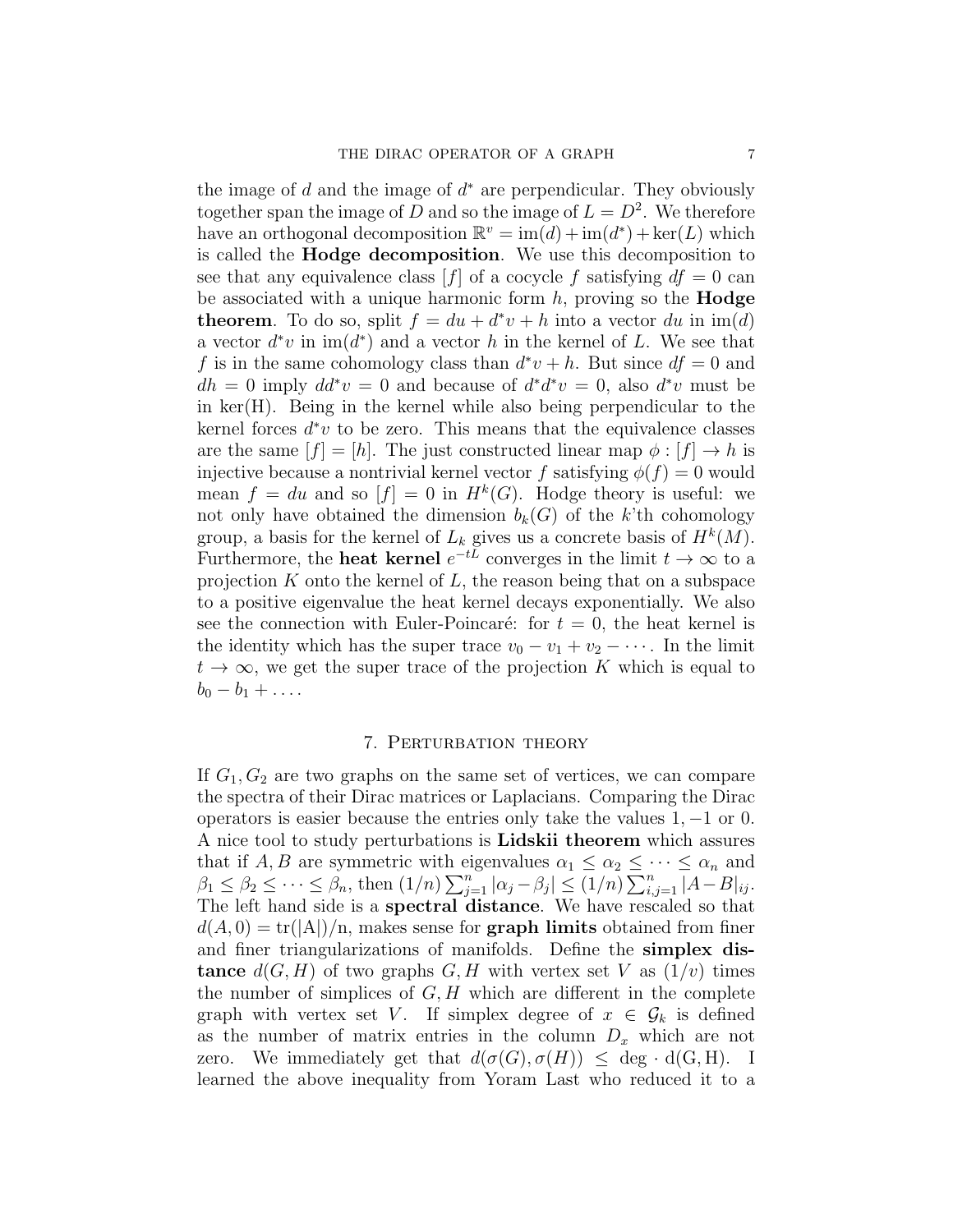the image of $d$ and the image of $d^*$ are perpendicular. They obviously together span the image of $D$ and so the image of $L = D^2$. We therefore have an orthogonal decomposition $\mathbb{R}^v = \text{im}(d) + \text{im}(d^*) + \text{ker}(L)$ which is called the **Hodge decomposition**. We use this decomposition to see that any equivalence class $[f]$ of a cocycle $f$ satisfying $df = 0$ can be associated with a unique harmonic form $h$, proving so the **Hodge theorem**. To do so, split $f = du + d^*v + h$ into a vector $du$ in $\text{im}(d)$ a vector $d^*v$ in $\text{im}(d^*)$ and a vector $h$ in the kernel of $L$. We see that $f$ is in the same cohomology class than $d^*v + h$. But since $df = 0$ and $dh = 0$ imply $dd^*v = 0$ and because of $d^*d^*v = 0$, also $d^*v$ must be in ker(H). Being in the kernel while also being perpendicular to the kernel forces $d^*v$ to be zero. This means that the equivalence classes are the same $[f] = [h]$. The just constructed linear map $\phi : [f] \to h$ is injective because a nontrivial kernel vector $f$ satisfying $\phi(f) = 0$ would mean $f = du$ and so $[f] = 0$ in $H^k(G)$. Hodge theory is useful: we not only have obtained the dimension $b_k(G)$ of the $k$'th cohomology group, a basis for the kernel of $L_k$ gives us a concrete basis of $H^k(M)$. Furthermore, the **heat kernel** $e^{-tL}$ converges in the limit $t \to \infty$ to a projection $K$ onto the kernel of $L$, the reason being that on a subspace to a positive eigenvalue the heat kernel decays exponentially. We also see the connection with Euler-Poincaré: for $t = 0$, the heat kernel is the identity which has the super trace $v_0 - v_1 + v_2 - \cdots$. In the limit $t \to \infty$, we get the super trace of the projection $K$ which is equal to $b_0 - b_1 + \ldots$.

## 7. Perturbation theory

If $G_1, G_2$ are two graphs on the same set of vertices, we can compare the spectra of their Dirac matrices or Laplacians. Comparing the Dirac operators is easier because the entries only take the values $1, -1$ or $0$. A nice tool to study perturbations is **Lidskii theorem** which assures that if $A, B$ are symmetric with eigenvalues $\alpha_1 \leq \alpha_2 \leq \cdots \leq \alpha_n$ and $\beta_1 \leq \beta_2 \leq \cdots \leq \beta_n$, then $(1/n)\sum_{j=1}^n |\alpha_j - \beta_j| \leq (1/n)\sum_{i,j=1}^n |A - B|_{ij}$. The left hand side is a **spectral distance**. We have rescaled so that $d(A, 0) = \text{tr}(|A|)/n$, makes sense for **graph limits** obtained from finer and finer triangularizations of manifolds. Define the **simplex distance** $d(G, H)$ of two graphs $G, H$ with vertex set $V$ as $(1/v)$ times the number of simplices of $G, H$ which are different in the complete graph with vertex set $V$. If simplex degree of $x \in \mathcal{G}_k$ is defined as the number of matrix entries in the column $D_x$ which are not zero. We immediately get that $d(\sigma(G), \sigma(H)) \leq \text{deg} \cdot \text{d(G, H)}$. I learned the above inequality from Yoram Last who reduced it to a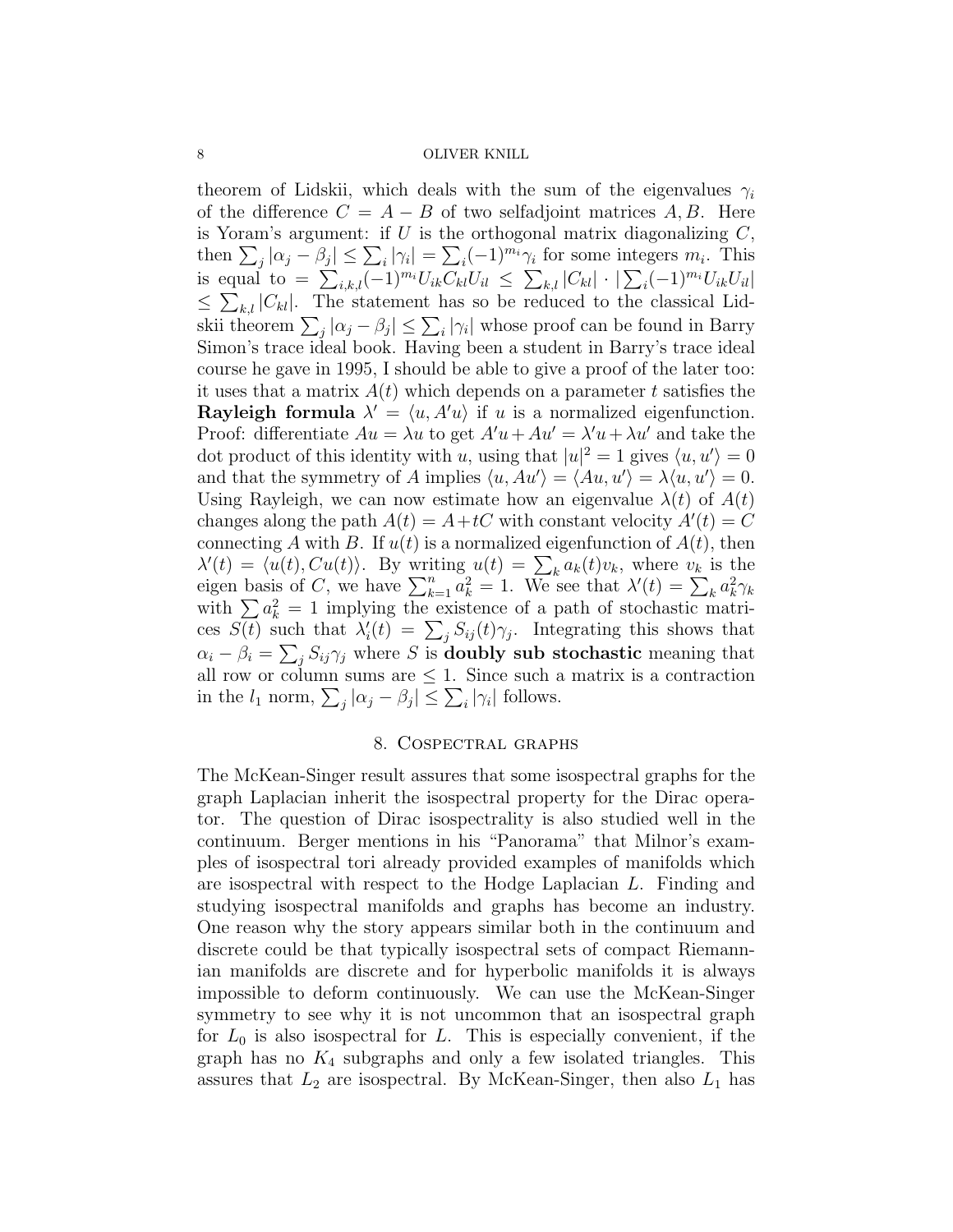theorem of Lidskii, which deals with the sum of the eigenvalues $\gamma_i$ of the difference $C = A - B$ of two selfadjoint matrices $A, B$. Here is Yoram's argument: if $U$ is the orthogonal matrix diagonalizing $C$, then $\sum_j |\alpha_j - \beta_j| \leq \sum_i |\gamma_i| = \sum_i (-1)^{m_i} \gamma_i$ for some integers $m_i$. This is equal to $= \sum_{i,k,l} (-1)^{m_i} U_{ik} C_{kl} U_{il} \leq \sum_{k,l} |C_{kl}| \cdot |\sum_i (-1)^{m_i} U_{ik} U_{il}| \leq \sum_{k,l} |C_{kl}|$. The statement has so be reduced to the classical Lidskii theorem $\sum_j |\alpha_j - \beta_j| \leq \sum_i |\gamma_i|$ whose proof can be found in Barry Simon's trace ideal book. Having been a student in Barry's trace ideal course he gave in 1995, I should be able to give a proof of the later too: it uses that a matrix $A(t)$ which depends on a parameter $t$ satisfies the **Rayleigh formula** $\lambda' = \langle u, A'u \rangle$ if $u$ is a normalized eigenfunction. Proof: differentiate $Au = \lambda u$ to get $A'u + Au' = \lambda' u + \lambda u'$ and take the dot product of this identity with $u$, using that $|u|^2 = 1$ gives $\langle u, u' \rangle = 0$ and that the symmetry of $A$ implies $\langle u, Au' \rangle = \langle Au, u' \rangle = \lambda \langle u, u' \rangle = 0$. Using Rayleigh, we can now estimate how an eigenvalue $\lambda(t)$ of $A(t)$ changes along the path $A(t) = A + tC$ with constant velocity $A'(t) = C$ connecting $A$ with $B$. If $u(t)$ is a normalized eigenfunction of $A(t)$, then $\lambda'(t) = \langle u(t), Cu(t) \rangle$. By writing $u(t) = \sum_k a_k(t) v_k$, where $v_k$ is the eigen basis of $C$, we have $\sum_{k=1}^n a_k^2 = 1$. We see that $\lambda'(t) = \sum_k a_k^2 \gamma_k$ with $\sum a_k^2 = 1$ implying the existence of a path of stochastic matrices $S(t)$ such that $\lambda_i'(t) = \sum_j S_{ij}(t) \gamma_j$. Integrating this shows that $\alpha_i - \beta_i = \sum_j S_{ij} \gamma_j$ where $S$ is **doubly sub stochastic** meaning that all row or column sums are $\leq 1$. Since such a matrix is a contraction in the $l_1$ norm, $\sum_j |\alpha_j - \beta_j| \leq \sum_i |\gamma_i|$ follows.

## 8. Cospectral graphs

The McKean-Singer result assures that some isospectral graphs for the graph Laplacian inherit the isospectral property for the Dirac operator. The question of Dirac isospectrality is also studied well in the continuum. Berger mentions in his "Panorama" that Milnor's examples of isospectral tori already provided examples of manifolds which are isospectral with respect to the Hodge Laplacian $L$. Finding and studying isospectral manifolds and graphs has become an industry. One reason why the story appears similar both in the continuum and discrete could be that typically isospectral sets of compact Riemannian manifolds are discrete and for hyperbolic manifolds it is always impossible to deform continuously. We can use the McKean-Singer symmetry to see why it is not uncommon that an isospectral graph for $L_0$ is also isospectral for $L$. This is especially convenient, if the graph has no $K_4$ subgraphs and only a few isolated triangles. This assures that $L_2$ are isospectral. By McKean-Singer, then also $L_1$ has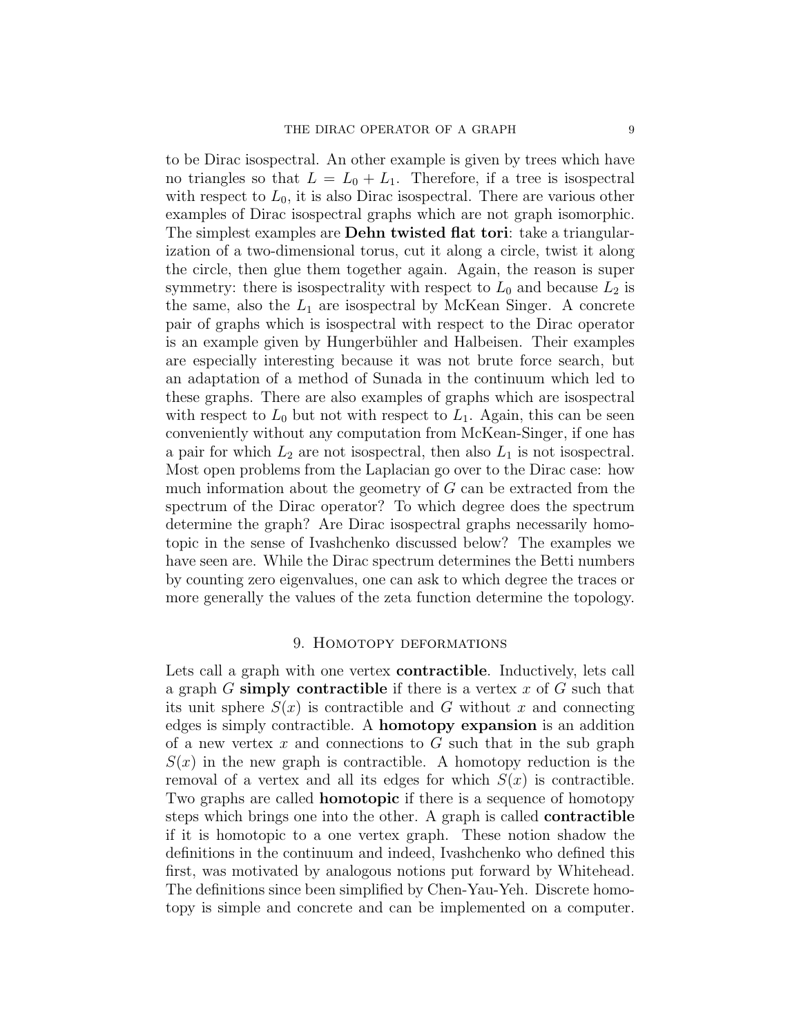to be Dirac isospectral. An other example is given by trees which have no triangles so that $L = L_0 + L_1$. Therefore, if a tree is isospectral with respect to $L_0$, it is also Dirac isospectral. There are various other examples of Dirac isospectral graphs which are not graph isomorphic. The simplest examples are **Dehn twisted flat tori**: take a triangularization of a two-dimensional torus, cut it along a circle, twist it along the circle, then glue them together again. Again, the reason is super symmetry: there is isospectrality with respect to $L_0$ and because $L_2$ is the same, also the $L_1$ are isospectral by McKean Singer. A concrete pair of graphs which is isospectral with respect to the Dirac operator is an example given by Hungerbühler and Halbeisen. Their examples are especially interesting because it was not brute force search, but an adaptation of a method of Sunada in the continuum which led to these graphs. There are also examples of graphs which are isospectral with respect to $L_0$ but not with respect to $L_1$. Again, this can be seen conveniently without any computation from McKean-Singer, if one has a pair for which $L_2$ are not isospectral, then also $L_1$ is not isospectral. Most open problems from the Laplacian go over to the Dirac case: how much information about the geometry of $G$ can be extracted from the spectrum of the Dirac operator? To which degree does the spectrum determine the graph? Are Dirac isospectral graphs necessarily homotopic in the sense of Ivashchenko discussed below? The examples we have seen are. While the Dirac spectrum determines the Betti numbers by counting zero eigenvalues, one can ask to which degree the traces or more generally the values of the zeta function determine the topology.

## 9. Homotopy deformations

Lets call a graph with one vertex **contractible**. Inductively, lets call a graph $G$ **simply contractible** if there is a vertex $x$ of $G$ such that its unit sphere $S(x)$ is contractible and $G$ without $x$ and connecting edges is simply contractible. A **homotopy expansion** is an addition of a new vertex $x$ and connections to $G$ such that in the sub graph $S(x)$ in the new graph is contractible. A homotopy reduction is the removal of a vertex and all its edges for which $S(x)$ is contractible. Two graphs are called **homotopic** if there is a sequence of homotopy steps which brings one into the other. A graph is called **contractible** if it is homotopic to a one vertex graph. These notion shadow the definitions in the continuum and indeed, Ivashchenko who defined this first, was motivated by analogous notions put forward by Whitehead. The definitions since been simplified by Chen-Yau-Yeh. Discrete homotopy is simple and concrete and can be implemented on a computer.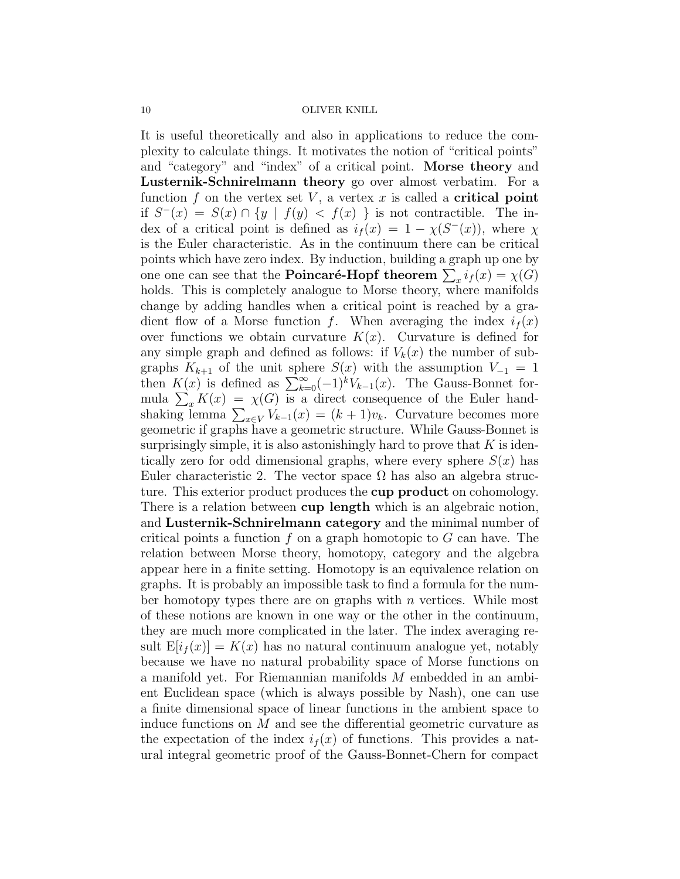It is useful theoretically and also in applications to reduce the complexity to calculate things. It motivates the notion of "critical points" and "category" and "index" of a critical point. **Morse theory** and **Lusternik-Schnirelmann theory** go over almost verbatim. For a function $f$ on the vertex set $V$, a vertex $x$ is called a **critical point** if $S^-(x) = S(x) \cap \{y \mid f(y) < f(x)\}$ is not contractible. The index of a critical point is defined as $i_f(x) = 1 - \chi(S^-(x))$, where $\chi$ is the Euler characteristic. As in the continuum there can be critical points which have zero index. By induction, building a graph up one by one one can see that the **Poincaré-Hopf theorem** $\sum_x i_f(x) = \chi(G)$ holds. This is completely analogue to Morse theory, where manifolds change by adding handles when a critical point is reached by a gradient flow of a Morse function $f$. When averaging the index $i_f(x)$ over functions we obtain curvature $K(x)$. Curvature is defined for any simple graph and defined as follows: if $V_k(x)$ the number of subgraphs $K_{k+1}$ of the unit sphere $S(x)$ with the assumption $V_{-1} = 1$ then $K(x)$ is defined as $\sum_{k=0}^{\infty}(-1)^k V_{k-1}(x)$. The Gauss-Bonnet formula $\sum_x K(x) = \chi(G)$ is a direct consequence of the Euler handshaking lemma $\sum_{x \in V} V_{k-1}(x) = (k+1)v_k$. Curvature becomes more geometric if graphs have a geometric structure. While Gauss-Bonnet is surprisingly simple, it is also astonishingly hard to prove that $K$ is identically zero for odd dimensional graphs, where every sphere $S(x)$ has Euler characteristic 2. The vector space $\Omega$ has also an algebra structure. This exterior product produces the **cup product** on cohomology. There is a relation between **cup length** which is an algebraic notion, and **Lusternik-Schnirelmann category** and the minimal number of critical points a function $f$ on a graph homotopic to $G$ can have. The relation between Morse theory, homotopy, category and the algebra appear here in a finite setting. Homotopy is an equivalence relation on graphs. It is probably an impossible task to find a formula for the number homotopy types there are on graphs with $n$ vertices. While most of these notions are known in one way or the other in the continuum, they are much more complicated in the later. The index averaging result $\mathrm{E}[i_f(x)] = K(x)$ has no natural continuum analogue yet, notably because we have no natural probability space of Morse functions on a manifold yet. For Riemannian manifolds $M$ embedded in an ambient Euclidean space (which is always possible by Nash), one can use a finite dimensional space of linear functions in the ambient space to induce functions on $M$ and see the differential geometric curvature as the expectation of the index $i_f(x)$ of functions. This provides a natural integral geometric proof of the Gauss-Bonnet-Chern for compact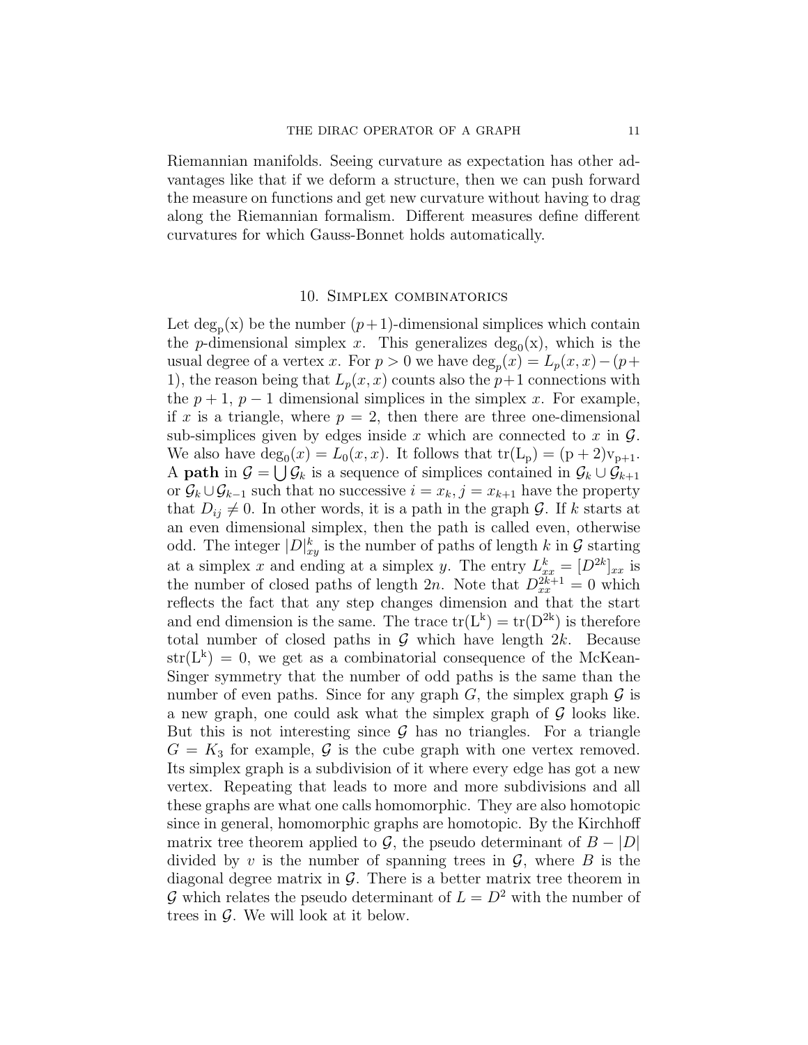Riemannian manifolds. Seeing curvature as expectation has other advantages like that if we deform a structure, then we can push forward the measure on functions and get new curvature without having to drag along the Riemannian formalism. Different measures define different curvatures for which Gauss-Bonnet holds automatically.

## 10. Simplex combinatorics

Let $\deg_p(x)$ be the number $(p+1)$-dimensional simplices which contain the $p$-dimensional simplex $x$. This generalizes $\deg_0(x)$, which is the usual degree of a vertex $x$. For $p > 0$ we have $\deg_p(x) = L_p(x,x) - (p+1)$, the reason being that $L_p(x,x)$ counts also the $p+1$ connections with the $p+1$, $p-1$ dimensional simplices in the simplex $x$. For example, if $x$ is a triangle, where $p = 2$, then there are three one-dimensional sub-simplices given by edges inside $x$ which are connected to $x$ in $\mathcal{G}$. We also have $\deg_0(x) = L_0(x,x)$. It follows that $\mathrm{tr}(L_p) = (p+2)v_{p+1}$. A **path** in $\mathcal{G} = \bigcup \mathcal{G}_k$ is a sequence of simplices contained in $\mathcal{G}_k \cup \mathcal{G}_{k+1}$ or $\mathcal{G}_k \cup \mathcal{G}_{k-1}$ such that no successive $i = x_k, j = x_{k+1}$ have the property that $D_{ij} \neq 0$. In other words, it is a path in the graph $\mathcal{G}$. If $k$ starts at an even dimensional simplex, then the path is called even, otherwise odd. The integer $|D|^k_{xy}$ is the number of paths of length $k$ in $\mathcal{G}$ starting at a simplex $x$ and ending at a simplex $y$. The entry $L^k_{xx} = [D^{2k}]_{xx}$ is the number of closed paths of length $2n$. Note that $D^{2k+1}_{xx} = 0$ which reflects the fact that any step changes dimension and that the start and end dimension is the same. The trace $\mathrm{tr}(L^k) = \mathrm{tr}(D^{2k})$ is therefore total number of closed paths in $\mathcal{G}$ which have length $2k$. Because $\mathrm{str}(L^k) = 0$, we get as a combinatorial consequence of the McKean-Singer symmetry that the number of odd paths is the same than the number of even paths. Since for any graph $G$, the simplex graph $\mathcal{G}$ is a new graph, one could ask what the simplex graph of $\mathcal{G}$ looks like. But this is not interesting since $\mathcal{G}$ has no triangles. For a triangle $G = K_3$ for example, $\mathcal{G}$ is the cube graph with one vertex removed. Its simplex graph is a subdivision of it where every edge has got a new vertex. Repeating that leads to more and more subdivisions and all these graphs are what one calls homomorphic. They are also homotopic since in general, homomorphic graphs are homotopic. By the Kirchhoff matrix tree theorem applied to $\mathcal{G}$, the pseudo determinant of $B - |D|$ divided by $v$ is the number of spanning trees in $\mathcal{G}$, where $B$ is the diagonal degree matrix in $\mathcal{G}$. There is a better matrix tree theorem in $\mathcal{G}$ which relates the pseudo determinant of $L = D^2$ with the number of trees in $\mathcal{G}$. We will look at it below.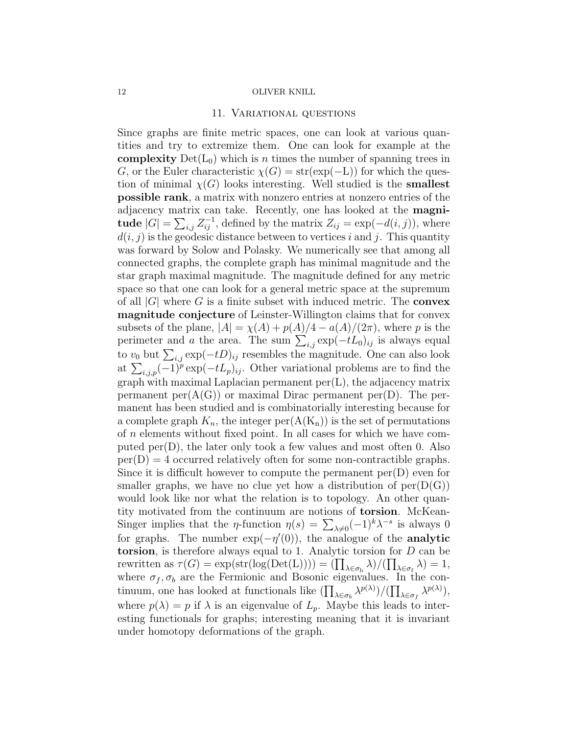## 11. Variational questions

Since graphs are finite metric spaces, one can look at various quantities and try to extremize them. One can look for example at the **complexity** $\mathrm{Det}(\mathrm{L_0})$ which is $n$ times the number of spanning trees in $G$, or the Euler characteristic $\chi(G) = \mathrm{str}(\exp(-\mathrm{L}))$ for which the question of minimal $\chi(G)$ looks interesting. Well studied is the **smallest possible rank**, a matrix with nonzero entries at nonzero entries of the adjacency matrix can take. Recently, one has looked at the **magnitude** $|G| = \sum_{i,j} Z^{-1}_{ij}$, defined by the matrix $Z_{ij} = \exp(-d(i,j))$, where $d(i,j)$ is the geodesic distance between to vertices $i$ and $j$. This quantity was forward by Solow and Polasky. We numerically see that among all connected graphs, the complete graph has minimal magnitude and the star graph maximal magnitude. The magnitude defined for any metric space so that one can look for a general metric space at the supremum of all $|G|$ where $G$ is a finite subset with induced metric. The **convex magnitude conjecture** of Leinster-Willington claims that for convex subsets of the plane, $|A| = \chi(A) + p(A)/4 - a(A)/(2\pi)$, where $p$ is the perimeter and $a$ the area. The sum $\sum_{i,j} \exp(-tL_0)_{ij}$ is always equal to $v_0$ but $\sum_{i,j} \exp(-tD)_{ij}$ resembles the magnitude. One can also look at $\sum_{i,j,p} (-1)^p \exp(-tL_p)_{ij}$. Other variational problems are to find the graph with maximal Laplacian permanent $\mathrm{per}(\mathrm{L})$, the adjacency matrix permanent $\mathrm{per}(\mathrm{A(G)})$ or maximal Dirac permanent $\mathrm{per}(\mathrm{D})$. The permanent has been studied and is combinatorially interesting because for a complete graph $K_n$, the integer $\mathrm{per}(\mathrm{A(K_n)})$ is the set of permutations of $n$ elements without fixed point. In all cases for which we have computed $\mathrm{per}(\mathrm{D})$, the later only took a few values and most often 0. Also $\mathrm{per}(\mathrm{D}) = 4$ occurred relatively often for some non-contractible graphs. Since it is difficult however to compute the permanent $\mathrm{per}(\mathrm{D})$ even for smaller graphs, we have no clue yet how a distribution of $\mathrm{per}(\mathrm{D(G)})$ would look like nor what the relation is to topology. An other quantity motivated from the continuum are notions of **torsion**. McKean-Singer implies that the $\eta$-function $\eta(s) = \sum_{\lambda \neq 0} (-1)^k \lambda^{-s}$ is always 0 for graphs. The number $\exp(-\eta'(0))$, the analogue of the **analytic torsion**, is therefore always equal to 1. Analytic torsion for $D$ can be rewritten as $\tau(G) = \exp(\mathrm{str}(\log(\mathrm{Det}(\mathrm{L})))) = (\prod_{\lambda \in \sigma_\mathrm{b}} \lambda)/(\prod_{\lambda \in \sigma_\mathrm{f}} \lambda) = 1$, where $\sigma_f, \sigma_b$ are the Fermionic and Bosonic eigenvalues. In the continuum, one has looked at functionals like $(\prod_{\lambda \in \sigma_b} \lambda^{p(\lambda)})/(\prod_{\lambda \in \sigma_f} \lambda^{p(\lambda)})$, where $p(\lambda) = p$ if $\lambda$ is an eigenvalue of $L_p$. Maybe this leads to interesting functionals for graphs; interesting meaning that it is invariant under homotopy deformations of the graph.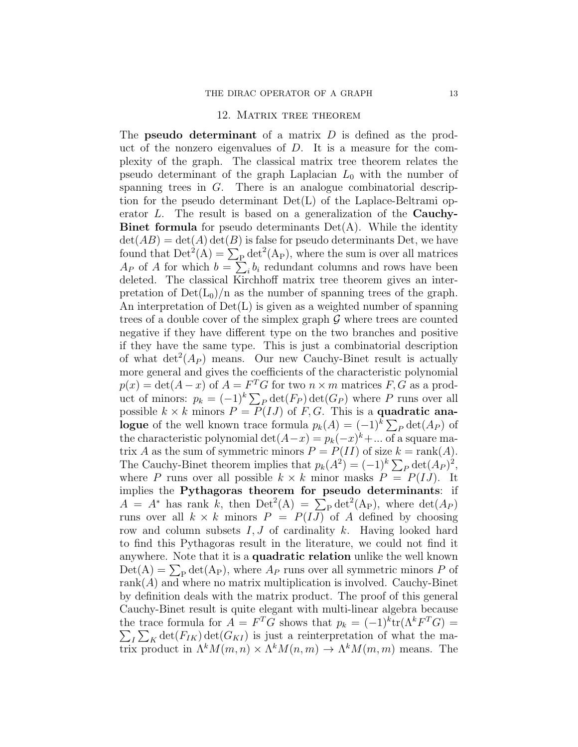## 12. Matrix tree theorem

The **pseudo determinant** of a matrix $D$ is defined as the product of the nonzero eigenvalues of $D$. It is a measure for the complexity of the graph. The classical matrix tree theorem relates the pseudo determinant of the graph Laplacian $L_0$ with the number of spanning trees in $G$. There is an analogue combinatorial description for the pseudo determinant $\mathrm{Det(L)}$ of the Laplace-Beltrami operator $L$. The result is based on a generalization of the **Cauchy-Binet formula** for pseudo determinants $\mathrm{Det(A)}$. While the identity $\det(AB) = \det(A)\det(B)$ is false for pseudo determinants Det, we have found that $\mathrm{Det^2(A)} = \sum_{\mathrm{P}} \det^2(\mathrm{A_P})$, where the sum is over all matrices $A_P$ of $A$ for which $b = \sum_i b_i$ redundant columns and rows have been deleted. The classical Kirchhoff matrix tree theorem gives an interpretation of $\mathrm{Det(L_0)/n}$ as the number of spanning trees of the graph. An interpretation of $\mathrm{Det(L)}$ is given as a weighted number of spanning trees of a double cover of the simplex graph $\mathcal{G}$ where trees are counted negative if they have different type on the two branches and positive if they have the same type. This is just a combinatorial description of what $\det^2(A_P)$ means. Our new Cauchy-Binet result is actually more general and gives the coefficients of the characteristic polynomial $p(x) = \det(A - x)$ of $A = F^T G$ for two $n \times m$ matrices $F, G$ as a product of minors: $p_k = (-1)^k \sum_P \det(F_P)\det(G_P)$ where $P$ runs over all possible $k \times k$ minors $P = P(IJ)$ of $F, G$. This is a **quadratic analogue** of the well known trace formula $p_k(A) = (-1)^k \sum_P \det(A_P)$ of the characteristic polynomial $\det(A - x) = p_k(-x)^k + \ldots$ of a square matrix $A$ as the sum of symmetric minors $P = P(II)$ of size $k = \mathrm{rank}(A)$. The Cauchy-Binet theorem implies that $p_k(A^2) = (-1)^k \sum_P \det(A_P)^2$, where $P$ runs over all possible $k \times k$ minor masks $P = P(IJ)$. It implies the **Pythagoras theorem for pseudo determinants**: if $A = A^*$ has rank $k$, then $\mathrm{Det^2(A)} = \sum_{\mathrm{P}} \det^2(\mathrm{A_P})$, where $\det(A_P)$ runs over all $k \times k$ minors $P = P(IJ)$ of $A$ defined by choosing row and column subsets $I, J$ of cardinality $k$. Having looked hard to find this Pythagoras result in the literature, we could not find it anywhere. Note that it is a **quadratic relation** unlike the well known $\mathrm{Det(A)} = \sum_{\mathrm{P}} \det(\mathrm{A_P})$, where $A_P$ runs over all symmetric minors $P$ of $\mathrm{rank}(A)$ and where no matrix multiplication is involved. Cauchy-Binet by definition deals with the matrix product. The proof of this general Cauchy-Binet result is quite elegant with multi-linear algebra because the trace formula for $A = F^T G$ shows that $p_k = (-1)^k \mathrm{tr}(\Lambda^k F^T G) = \sum_I \sum_K \det(F_{IK})\det(G_{KI})$ is just a reinterpretation of what the matrix product in $\Lambda^k M(m,n) \times \Lambda^k M(n,m) \to \Lambda^k M(m,m)$ means. The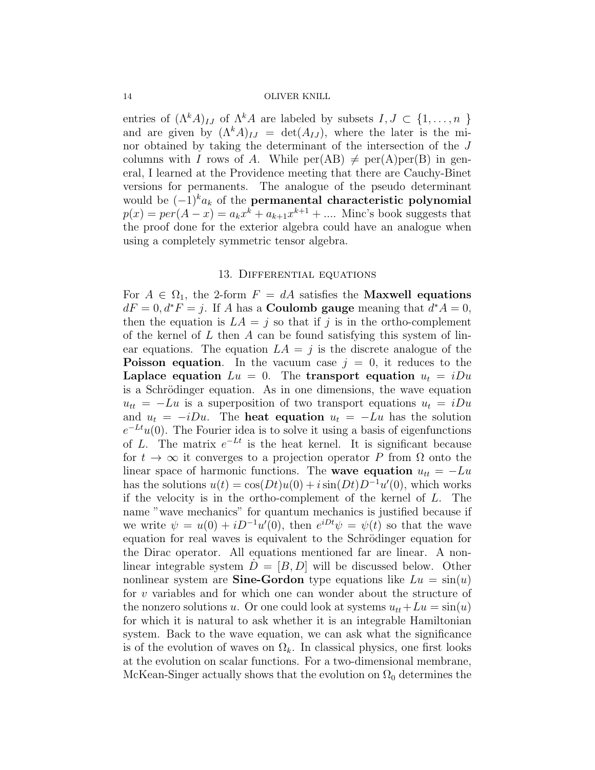entries of $(\Lambda^k A)_{IJ}$ of $\Lambda^k A$ are labeled by subsets $I, J \subset \{1, \dots, n\}$ and are given by $(\Lambda^k A)_{IJ} = \det(A_{IJ})$, where the later is the minor obtained by taking the determinant of the intersection of the $J$ columns with $I$ rows of $A$. While per(AB) $\neq$ per(A)per(B) in general, I learned at the Providence meeting that there are Cauchy-Binet versions for permanents. The analogue of the pseudo determinant would be $(-1)^k a_k$ of the **permanental characteristic polynomial** $p(x) = per(A - x) = a_k x^k + a_{k+1} x^{k+1} + \dots$. Minc's book suggests that the proof done for the exterior algebra could have an analogue when using a completely symmetric tensor algebra.

## 13. Differential equations

For $A \in \Omega_1$, the 2-form $F = dA$ satisfies the **Maxwell equations** $dF = 0, d^*F = j$. If $A$ has a **Coulomb gauge** meaning that $d^*A = 0$, then the equation is $LA = j$ so that if $j$ is in the ortho-complement of the kernel of $L$ then $A$ can be found satisfying this system of linear equations. The equation $LA = j$ is the discrete analogue of the **Poisson equation**. In the vacuum case $j = 0$, it reduces to the **Laplace equation** $Lu = 0$. The **transport equation** $u_t = iDu$ is a Schrödinger equation. As in one dimensions, the wave equation $u_{tt} = -Lu$ is a superposition of two transport equations $u_t = iDu$ and $u_t = -iDu$. The **heat equation** $u_t = -Lu$ has the solution $e^{-Lt}u(0)$. The Fourier idea is to solve it using a basis of eigenfunctions of $L$. The matrix $e^{-Lt}$ is the heat kernel. It is significant because for $t \to \infty$ it converges to a projection operator $P$ from $\Omega$ onto the linear space of harmonic functions. The **wave equation** $u_{tt} = -Lu$ has the solutions $u(t) = \cos(Dt)u(0) + i\sin(Dt)D^{-1}u'(0)$, which works if the velocity is in the ortho-complement of the kernel of $L$. The name "wave mechanics" for quantum mechanics is justified because if we write $\psi = u(0) + iD^{-1}u'(0)$, then $e^{iDt}\psi = \psi(t)$ so that the wave equation for real waves is equivalent to the Schrödinger equation for the Dirac operator. All equations mentioned far are linear. A nonlinear integrable system $\dot{D} = [B, D]$ will be discussed below. Other nonlinear system are **Sine-Gordon** type equations like $Lu = \sin(u)$ for $v$ variables and for which one can wonder about the structure of the nonzero solutions $u$. Or one could look at systems $u_{tt} + Lu = \sin(u)$ for which it is natural to ask whether it is an integrable Hamiltonian system. Back to the wave equation, we can ask what the significance is of the evolution of waves on $\Omega_k$. In classical physics, one first looks at the evolution on scalar functions. For a two-dimensional membrane, McKean-Singer actually shows that the evolution on $\Omega_0$ determines the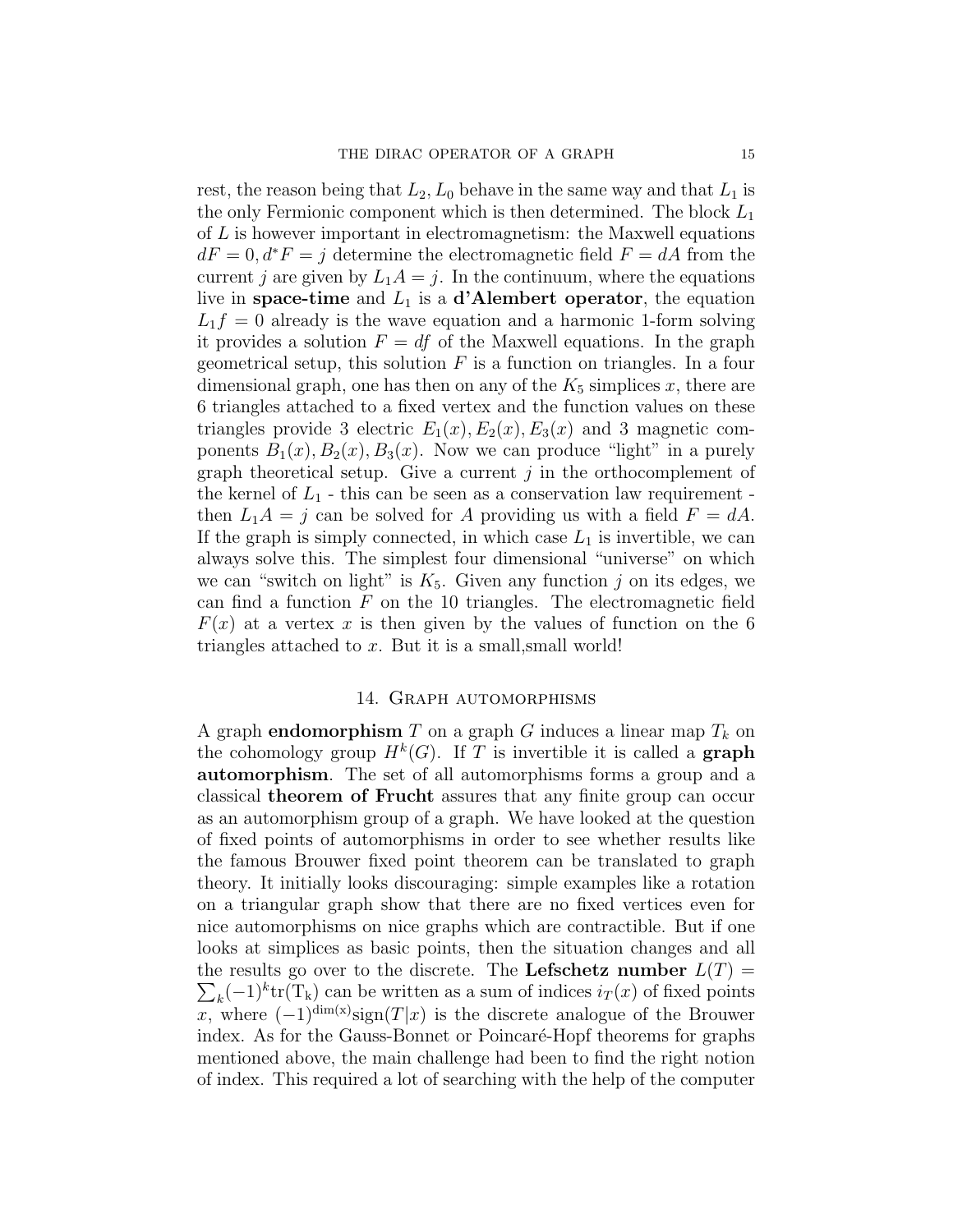rest, the reason being that $L_2, L_0$ behave in the same way and that $L_1$ is the only Fermionic component which is then determined. The block $L_1$ of $L$ is however important in electromagnetism: the Maxwell equations $dF = 0, d^*F = j$ determine the electromagnetic field $F = dA$ from the current $j$ are given by $L_1 A = j$. In the continuum, where the equations live in **space-time** and $L_1$ is a **d'Alembert operator**, the equation $L_1 f = 0$ already is the wave equation and a harmonic 1-form solving it provides a solution $F = df$ of the Maxwell equations. In the graph geometrical setup, this solution $F$ is a function on triangles. In a four dimensional graph, one has then on any of the $K_5$ simplices $x$, there are 6 triangles attached to a fixed vertex and the function values on these triangles provide 3 electric $E_1(x), E_2(x), E_3(x)$ and 3 magnetic components $B_1(x), B_2(x), B_3(x)$. Now we can produce "light" in a purely graph theoretical setup. Give a current $j$ in the orthocomplement of the kernel of $L_1$ - this can be seen as a conservation law requirement - then $L_1 A = j$ can be solved for $A$ providing us with a field $F = dA$. If the graph is simply connected, in which case $L_1$ is invertible, we can always solve this. The simplest four dimensional "universe" on which we can "switch on light" is $K_5$. Given any function $j$ on its edges, we can find a function $F$ on the 10 triangles. The electromagnetic field $F(x)$ at a vertex $x$ is then given by the values of function on the 6 triangles attached to $x$. But it is a small,small world!

## 14. Graph automorphisms

A graph **endomorphism** $T$ on a graph $G$ induces a linear map $T_k$ on the cohomology group $H^k(G)$. If $T$ is invertible it is called a **graph automorphism**. The set of all automorphisms forms a group and a classical **theorem of Frucht** assures that any finite group can occur as an automorphism group of a graph. We have looked at the question of fixed points of automorphisms in order to see whether results like the famous Brouwer fixed point theorem can be translated to graph theory. It initially looks discouraging: simple examples like a rotation on a triangular graph show that there are no fixed vertices even for nice automorphisms on nice graphs which are contractible. But if one looks at simplices as basic points, then the situation changes and all the results go over to the discrete. The **Lefschetz number** $L(T) = \sum_k (-1)^k \mathrm{tr}(T_k)$ can be written as a sum of indices $i_T(x)$ of fixed points $x$, where $(-1)^{\dim(x)} \mathrm{sign}(T|x)$ is the discrete analogue of the Brouwer index. As for the Gauss-Bonnet or Poincaré-Hopf theorems for graphs mentioned above, the main challenge had been to find the right notion of index. This required a lot of searching with the help of the computer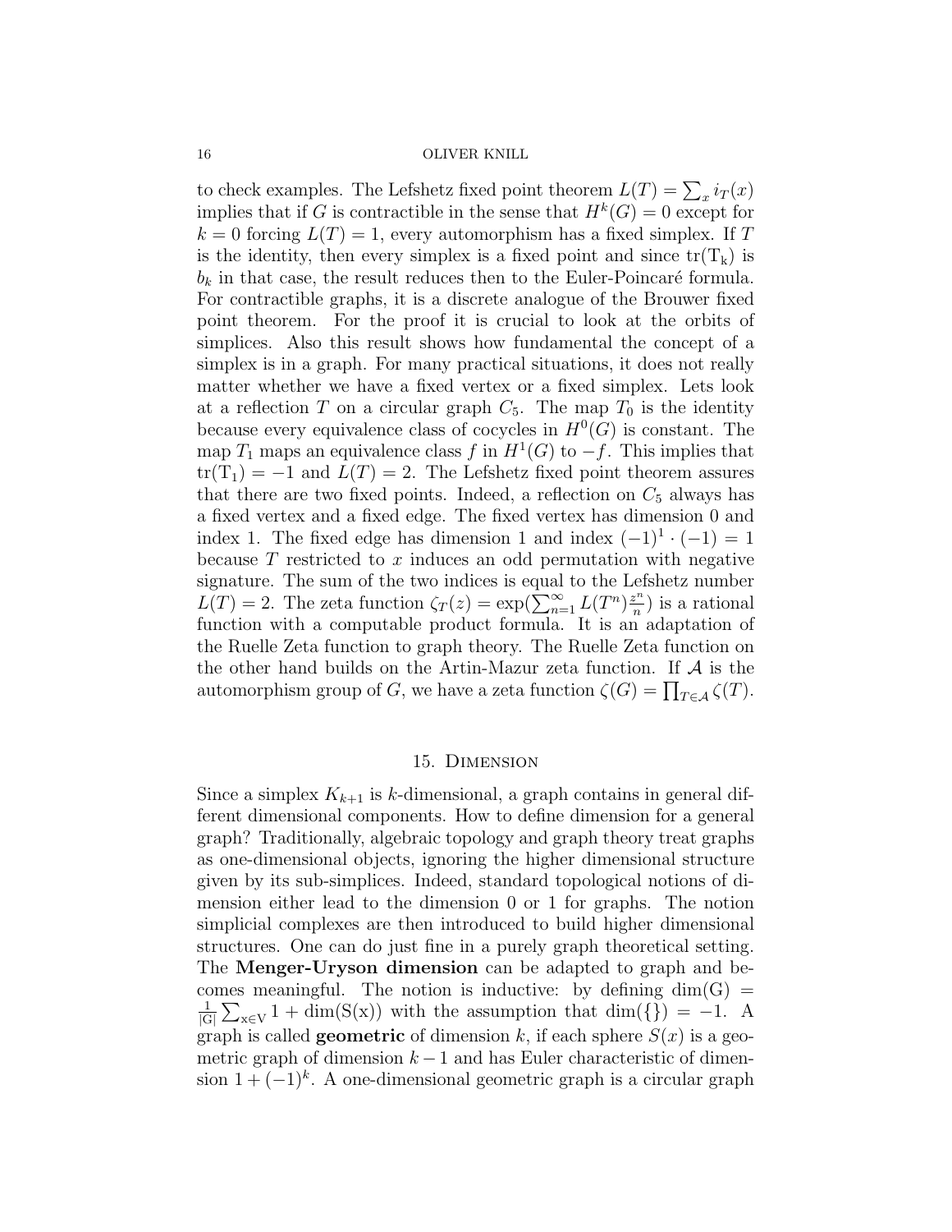to check examples. The Lefshetz fixed point theorem $L(T) = \sum_x i_T(x)$ implies that if $G$ is contractible in the sense that $H^k(G) = 0$ except for $k = 0$ forcing $L(T) = 1$, every automorphism has a fixed simplex. If $T$ is the identity, then every simplex is a fixed point and since $\mathrm{tr}(\mathrm{T_k})$ is $b_k$ in that case, the result reduces then to the Euler-Poincaré formula. For contractible graphs, it is a discrete analogue of the Brouwer fixed point theorem. For the proof it is crucial to look at the orbits of simplices. Also this result shows how fundamental the concept of a simplex is in a graph. For many practical situations, it does not really matter whether we have a fixed vertex or a fixed simplex. Lets look at a reflection $T$ on a circular graph $C_5$. The map $T_0$ is the identity because every equivalence class of cocycles in $H^0(G)$ is constant. The map $T_1$ maps an equivalence class $f$ in $H^1(G)$ to $-f$. This implies that $\mathrm{tr}(\mathrm{T_1}) = -1$ and $L(T) = 2$. The Lefshetz fixed point theorem assures that there are two fixed points. Indeed, a reflection on $C_5$ always has a fixed vertex and a fixed edge. The fixed vertex has dimension 0 and index 1. The fixed edge has dimension 1 and index $(-1)^1 \cdot (-1) = 1$ because $T$ restricted to $x$ induces an odd permutation with negative signature. The sum of the two indices is equal to the Lefshetz number $L(T) = 2$. The zeta function $\zeta_T(z) = \exp(\sum_{n=1}^{\infty} L(T^n)\frac{z^n}{n})$ is a rational function with a computable product formula. It is an adaptation of the Ruelle Zeta function to graph theory. The Ruelle Zeta function on the other hand builds on the Artin-Mazur zeta function. If $\mathcal{A}$ is the automorphism group of $G$, we have a zeta function $\zeta(G) = \prod_{T \in \mathcal{A}} \zeta(T)$.

## 15. Dimension

Since a simplex $K_{k+1}$ is $k$-dimensional, a graph contains in general different dimensional components. How to define dimension for a general graph? Traditionally, algebraic topology and graph theory treat graphs as one-dimensional objects, ignoring the higher dimensional structure given by its sub-simplices. Indeed, standard topological notions of dimension either lead to the dimension 0 or 1 for graphs. The notion simplicial complexes are then introduced to build higher dimensional structures. One can do just fine in a purely graph theoretical setting. The **Menger-Uryson dimension** can be adapted to graph and becomes meaningful. The notion is inductive: by defining $\mathrm{dim(G)} = \frac{1}{|\mathrm{G}|}\sum_{\mathrm{x} \in \mathrm{V}} 1 + \mathrm{dim(S(x))}$ with the assumption that $\mathrm{dim}(\{\}) = -1$. A graph is called **geometric** of dimension $k$, if each sphere $S(x)$ is a geometric graph of dimension $k-1$ and has Euler characteristic of dimension $1 + (-1)^k$. A one-dimensional geometric graph is a circular graph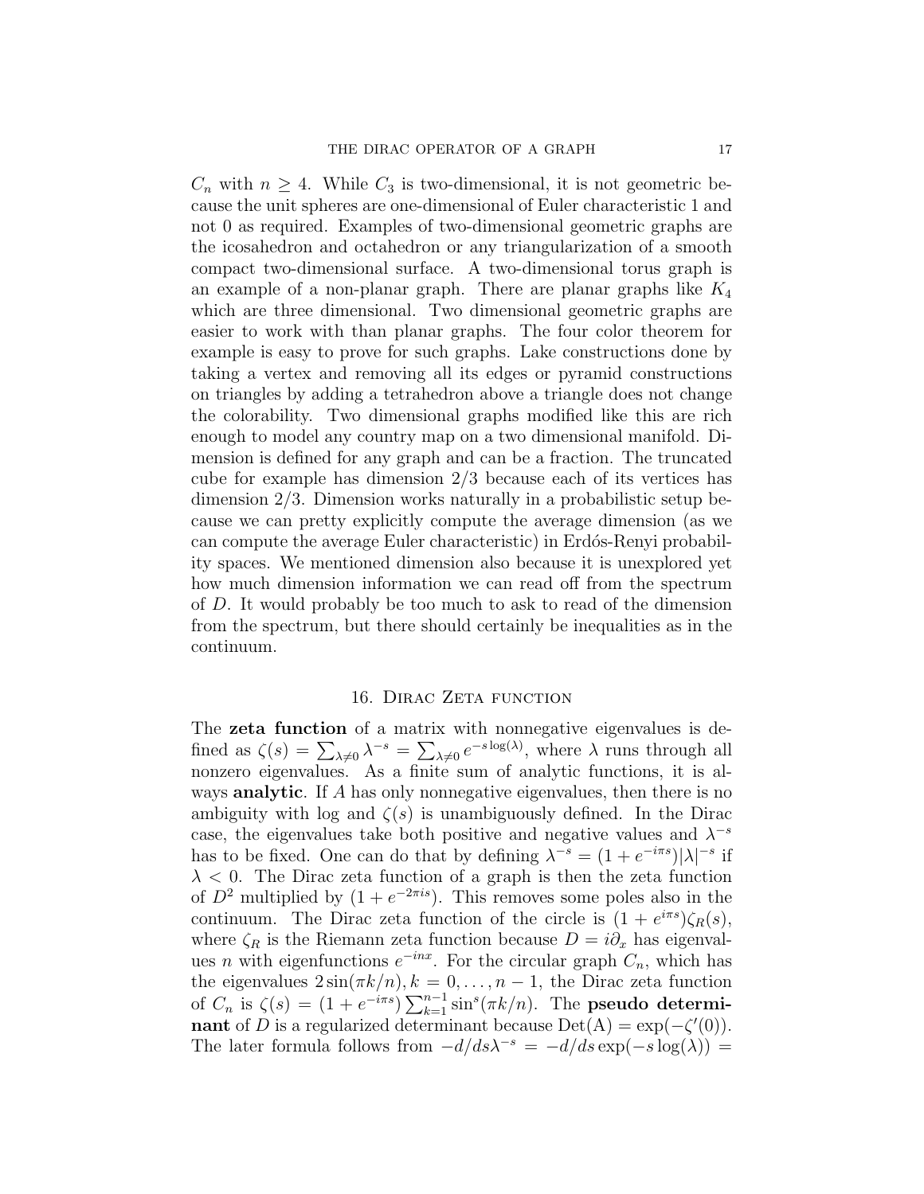$C_n$ with $n \geq 4$. While $C_3$ is two-dimensional, it is not geometric because the unit spheres are one-dimensional of Euler characteristic 1 and not 0 as required. Examples of two-dimensional geometric graphs are the icosahedron and octahedron or any triangularization of a smooth compact two-dimensional surface. A two-dimensional torus graph is an example of a non-planar graph. There are planar graphs like $K_4$ which are three dimensional. Two dimensional geometric graphs are easier to work with than planar graphs. The four color theorem for example is easy to prove for such graphs. Lake constructions done by taking a vertex and removing all its edges or pyramid constructions on triangles by adding a tetrahedron above a triangle does not change the colorability. Two dimensional graphs modified like this are rich enough to model any country map on a two dimensional manifold. Dimension is defined for any graph and can be a fraction. The truncated cube for example has dimension 2/3 because each of its vertices has dimension 2/3. Dimension works naturally in a probabilistic setup because we can pretty explicitly compute the average dimension (as we can compute the average Euler characteristic) in Erdós-Renyi probability spaces. We mentioned dimension also because it is unexplored yet how much dimension information we can read off from the spectrum of $D$. It would probably be too much to ask to read of the dimension from the spectrum, but there should certainly be inequalities as in the continuum.

## 16. Dirac Zeta function

The **zeta function** of a matrix with nonnegative eigenvalues is defined as $\zeta(s) = \sum_{\lambda \neq 0} \lambda^{-s} = \sum_{\lambda \neq 0} e^{-s \log(\lambda)}$, where $\lambda$ runs through all nonzero eigenvalues. As a finite sum of analytic functions, it is always **analytic**. If $A$ has only nonnegative eigenvalues, then there is no ambiguity with log and $\zeta(s)$ is unambiguously defined. In the Dirac case, the eigenvalues take both positive and negative values and $\lambda^{-s}$ has to be fixed. One can do that by defining $\lambda^{-s} = (1 + e^{-i\pi s})|\lambda|^{-s}$ if $\lambda < 0$. The Dirac zeta function of a graph is then the zeta function of $D^2$ multiplied by $(1 + e^{-2\pi i s})$. This removes some poles also in the continuum. The Dirac zeta function of the circle is $(1 + e^{i\pi s})\zeta_R(s)$, where $\zeta_R$ is the Riemann zeta function because $D = i\partial_x$ has eigenvalues $n$ with eigenfunctions $e^{-inx}$. For the circular graph $C_n$, which has the eigenvalues $2\sin(\pi k/n), k = 0, \dots, n-1$, the Dirac zeta function of $C_n$ is $\zeta(s) = (1 + e^{-i\pi s}) \sum_{k=1}^{n-1} \sin^s(\pi k/n)$. The **pseudo determinant** of $D$ is a regularized determinant because $\mathrm{Det(A)} = \exp(-\zeta'(0))$. The later formula follows from $-d/ds \lambda^{-s} = -d/ds \exp(-s \log(\lambda)) =$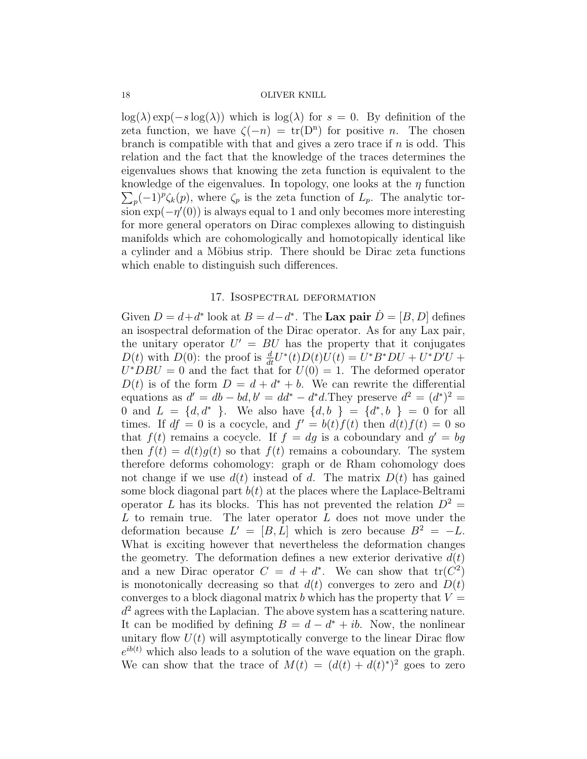$\log(\lambda)\exp(-s\log(\lambda))$ which is $\log(\lambda)$ for $s = 0$. By definition of the zeta function, we have $\zeta(-n) = \mathrm{tr}(\mathrm{D}^n)$ for positive $n$. The chosen branch is compatible with that and gives a zero trace if $n$ is odd. This relation and the fact that the knowledge of the traces determines the eigenvalues shows that knowing the zeta function is equivalent to the knowledge of the eigenvalues. In topology, one looks at the $\eta$ function $\sum_p (-1)^p \zeta_k(p)$, where $\zeta_p$ is the zeta function of $L_p$. The analytic torsion $\exp(-\eta'(0))$ is always equal to 1 and only becomes more interesting for more general operators on Dirac complexes allowing to distinguish manifolds which are cohomologically and homotopically identical like a cylinder and a Möbius strip. There should be Dirac zeta functions which enable to distinguish such differences.

## 17. Isospectral deformation

Given $D = d + d^*$ look at $B = d - d^*$. The **Lax pair** $\dot{D} = [B, D]$ defines an isospectral deformation of the Dirac operator. As for any Lax pair, the unitary operator $U' = BU$ has the property that it conjugates $D(t)$ with $D(0)$: the proof is $\frac{d}{dt} U^*(t)D(t)U(t) = U^*B^*DU + U^*D'U + U^*DBU = 0$ and the fact that for $U(0) = 1$. The deformed operator $D(t)$ is of the form $D = d + d^* + b$. We can rewrite the differential equations as $d' = db - bd, b' = dd^* - d^*d$.They preserve $d^2 = (d^*)^2 = 0$ and $L = \{d, d^*\}$. We also have $\{d, b\} = \{d^*, b\} = 0$ for all times. If $df = 0$ is a cocycle, and $f' = b(t)f(t)$ then $d(t)f(t) = 0$ so that $f(t)$ remains a cocycle. If $f = dg$ is a coboundary and $g' = bg$ then $f(t) = d(t)g(t)$ so that $f(t)$ remains a coboundary. The system therefore deforms cohomology: graph or de Rham cohomology does not change if we use $d(t)$ instead of $d$. The matrix $D(t)$ has gained some block diagonal part $b(t)$ at the places where the Laplace-Beltrami operator $L$ has its blocks. This has not prevented the relation $D^2 = L$ to remain true. The later operator $L$ does not move under the deformation because $L' = [B, L]$ which is zero because $B^2 = -L$. What is exciting however that nevertheless the deformation changes the geometry. The deformation defines a new exterior derivative $d(t)$ and a new Dirac operator $C = d + d^*$. We can show that $\mathrm{tr}(C^2)$ is monotonically decreasing so that $d(t)$ converges to zero and $D(t)$ converges to a block diagonal matrix $b$ which has the property that $V = d^2$ agrees with the Laplacian. The above system has a scattering nature. It can be modified by defining $B = d - d^* + ib$. Now, the nonlinear unitary flow $U(t)$ will asymptotically converge to the linear Dirac flow $e^{ib(t)}$ which also leads to a solution of the wave equation on the graph. We can show that the trace of $M(t) = (d(t) + d(t)^*)^2$ goes to zero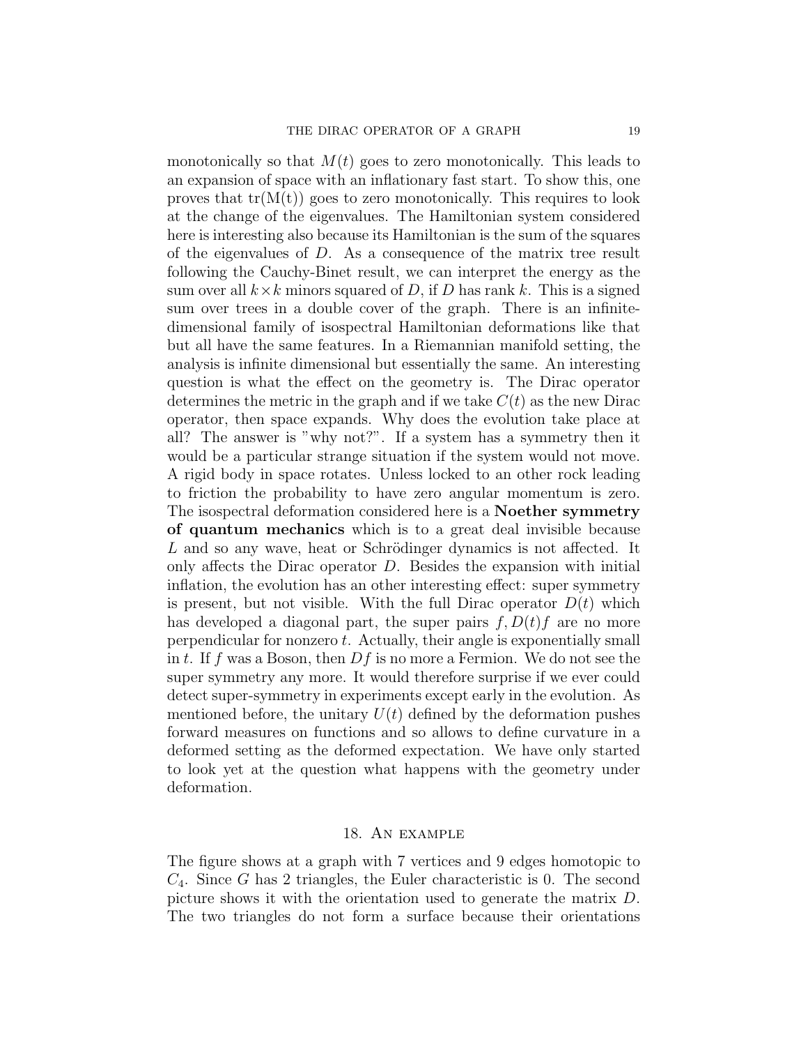monotonically so that $M(t)$ goes to zero monotonically. This leads to an expansion of space with an inflationary fast start. To show this, one proves that $\mathrm{tr}(\mathrm{M(t)})$ goes to zero monotonically. This requires to look at the change of the eigenvalues. The Hamiltonian system considered here is interesting also because its Hamiltonian is the sum of the squares of the eigenvalues of $D$. As a consequence of the matrix tree result following the Cauchy-Binet result, we can interpret the energy as the sum over all $k \times k$ minors squared of $D$, if $D$ has rank $k$. This is a signed sum over trees in a double cover of the graph. There is an infinite-dimensional family of isospectral Hamiltonian deformations like that but all have the same features. In a Riemannian manifold setting, the analysis is infinite dimensional but essentially the same. An interesting question is what the effect on the geometry is. The Dirac operator determines the metric in the graph and if we take $C(t)$ as the new Dirac operator, then space expands. Why does the evolution take place at all? The answer is "why not?". If a system has a symmetry then it would be a particular strange situation if the system would not move. A rigid body in space rotates. Unless locked to an other rock leading to friction the probability to have zero angular momentum is zero. The isospectral deformation considered here is a **Noether symmetry of quantum mechanics** which is to a great deal invisible because $L$ and so any wave, heat or Schrödinger dynamics is not affected. It only affects the Dirac operator $D$. Besides the expansion with initial inflation, the evolution has an other interesting effect: super symmetry is present, but not visible. With the full Dirac operator $D(t)$ which has developed a diagonal part, the super pairs $f, D(t)f$ are no more perpendicular for nonzero $t$. Actually, their angle is exponentially small in $t$. If $f$ was a Boson, then $Df$ is no more a Fermion. We do not see the super symmetry any more. It would therefore surprise if we ever could detect super-symmetry in experiments except early in the evolution. As mentioned before, the unitary $U(t)$ defined by the deformation pushes forward measures on functions and so allows to define curvature in a deformed setting as the deformed expectation. We have only started to look yet at the question what happens with the geometry under deformation.

## 18. An example

The figure shows at a graph with 7 vertices and 9 edges homotopic to $C_4$. Since $G$ has 2 triangles, the Euler characteristic is 0. The second picture shows it with the orientation used to generate the matrix $D$. The two triangles do not form a surface because their orientations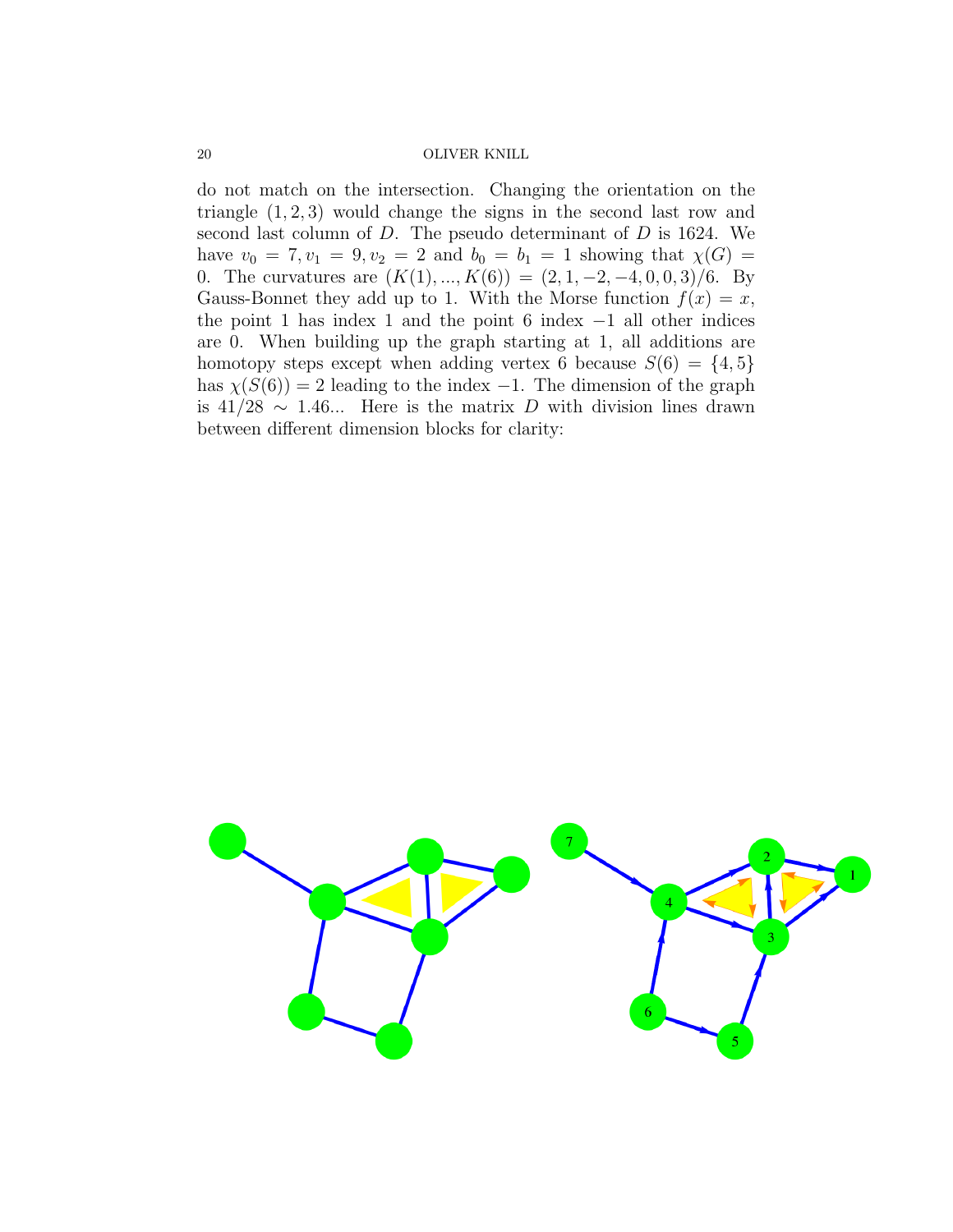do not match on the intersection. Changing the orientation on the triangle $(1, 2, 3)$ would change the signs in the second last row and second last column of $D$. The pseudo determinant of $D$ is 1624. We have $v_0 = 7, v_1 = 9, v_2 = 2$ and $b_0 = b_1 = 1$ showing that $\chi(G) = 0$. The curvatures are $(K(1), ..., K(6)) = (2, 1, -2, -4, 0, 0, 3)/6$. By Gauss-Bonnet they add up to 1. With the Morse function $f(x) = x$, the point 1 has index 1 and the point 6 index $-1$ all other indices are 0. When building up the graph starting at 1, all additions are homotopy steps except when adding vertex 6 because $S(6) = \{4, 5\}$ has $\chi(S(6)) = 2$ leading to the index $-1$. The dimension of the graph is $41/28 \sim 1.46...$ Here is the matrix $D$ with division lines drawn between different dimension blocks for clarity: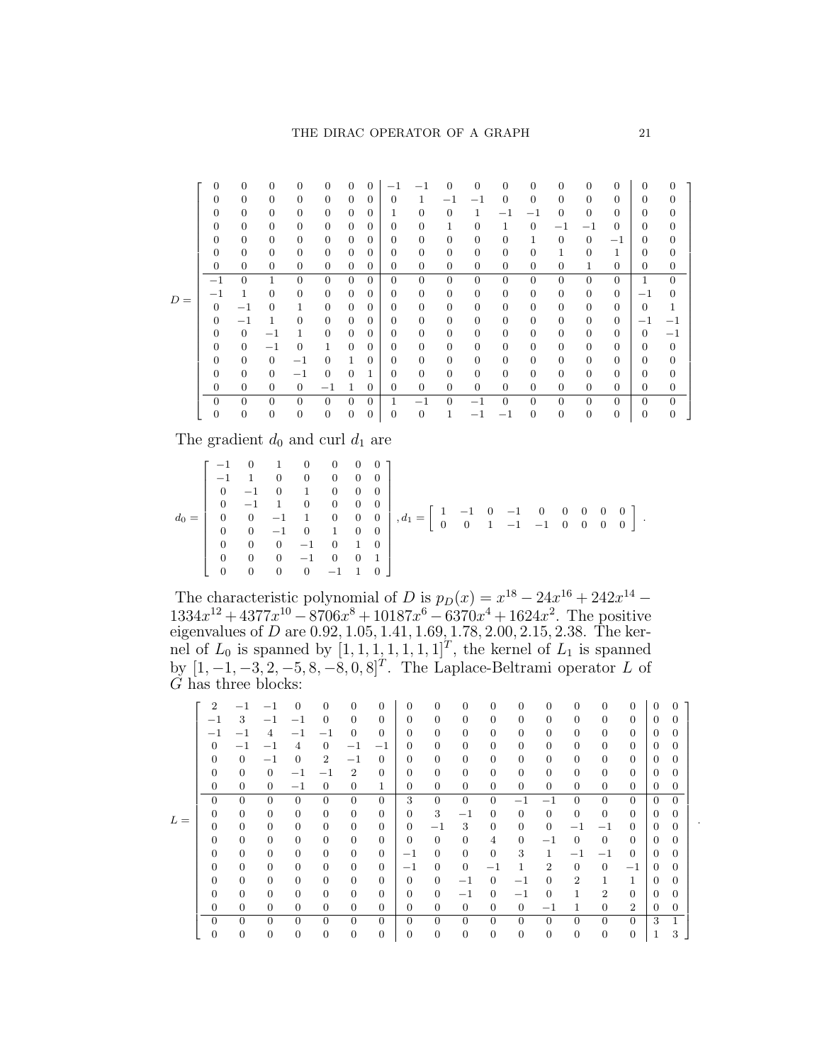$$
D = \left[\begin{array}{ccccccc|ccccccccc|cc}
0 & 0 & 0 & 0 & 0 & 0 & 0 & -1 & -1 & 0 & 0 & 0 & 0 & 0 & 0 & 0 & 0 & 0 \\
0 & 0 & 0 & 0 & 0 & 0 & 0 & 0 & 1 & -1 & -1 & 0 & 0 & 0 & 0 & 0 & 0 & 0 \\
0 & 0 & 0 & 0 & 0 & 0 & 0 & 1 & 0 & 0 & 1 & -1 & -1 & 0 & 0 & 0 & 0 & 0 \\
0 & 0 & 0 & 0 & 0 & 0 & 0 & 0 & 0 & 1 & 0 & 1 & 0 & -1 & -1 & 0 & 0 & 0 \\
0 & 0 & 0 & 0 & 0 & 0 & 0 & 0 & 0 & 0 & 0 & 0 & 1 & 0 & 0 & -1 & 0 & 0 \\
0 & 0 & 0 & 0 & 0 & 0 & 0 & 0 & 0 & 0 & 0 & 0 & 0 & 1 & 0 & 1 & 0 & 0 \\
0 & 0 & 0 & 0 & 0 & 0 & 0 & 0 & 0 & 0 & 0 & 0 & 0 & 0 & 1 & 0 & 0 & 0 \\
\hline
-1 & 0 & 1 & 0 & 0 & 0 & 0 & 0 & 0 & 0 & 0 & 0 & 0 & 0 & 0 & 0 & 1 & 0 \\
-1 & 1 & 0 & 0 & 0 & 0 & 0 & 0 & 0 & 0 & 0 & 0 & 0 & 0 & 0 & 0 & -1 & 0 \\
0 & -1 & 0 & 1 & 0 & 0 & 0 & 0 & 0 & 0 & 0 & 0 & 0 & 0 & 0 & 0 & 0 & 1 \\
0 & -1 & 1 & 0 & 0 & 0 & 0 & 0 & 0 & 0 & 0 & 0 & 0 & 0 & 0 & 0 & -1 & -1 \\
0 & 0 & -1 & 1 & 0 & 0 & 0 & 0 & 0 & 0 & 0 & 0 & 0 & 0 & 0 & 0 & 0 & -1 \\
0 & 0 & -1 & 0 & 1 & 0 & 0 & 0 & 0 & 0 & 0 & 0 & 0 & 0 & 0 & 0 & 0 & 0 \\
0 & 0 & 0 & -1 & 0 & 1 & 0 & 0 & 0 & 0 & 0 & 0 & 0 & 0 & 0 & 0 & 0 & 0 \\
0 & 0 & 0 & -1 & 0 & 0 & 1 & 0 & 0 & 0 & 0 & 0 & 0 & 0 & 0 & 0 & 0 & 0 \\
0 & 0 & 0 & 0 & -1 & 1 & 0 & 0 & 0 & 0 & 0 & 0 & 0 & 0 & 0 & 0 & 0 & 0 \\
\hline
0 & 0 & 0 & 0 & 0 & 0 & 0 & 1 & -1 & 0 & -1 & 0 & 0 & 0 & 0 & 0 & 0 & 0 \\
0 & 0 & 0 & 0 & 0 & 0 & 0 & 0 & 0 & 1 & -1 & -1 & 0 & 0 & 0 & 0 & 0 & 0
\end{array}\right]
$$

The gradient $d_0$ and curl $d_1$ are

$$
d_0 = \left[\begin{array}{ccccccc}
-1 & 0 & 1 & 0 & 0 & 0 & 0 \\
-1 & 1 & 0 & 0 & 0 & 0 & 0 \\
0 & -1 & 0 & 1 & 0 & 0 & 0 \\
0 & -1 & 1 & 0 & 0 & 0 & 0 \\
0 & 0 & -1 & 1 & 0 & 0 & 0 \\
0 & 0 & -1 & 0 & 1 & 0 & 0 \\
0 & 0 & 0 & -1 & 0 & 1 & 0 \\
0 & 0 & 0 & -1 & 0 & 0 & 1 \\
0 & 0 & 0 & 0 & -1 & 1 & 0
\end{array}\right], d_1 = \left[\begin{array}{ccccccccc}
1 & -1 & 0 & -1 & 0 & 0 & 0 & 0 & 0 \\
0 & 0 & 1 & -1 & -1 & 0 & 0 & 0 & 0
\end{array}\right].
$$

The characteristic polynomial of $D$ is $p_D(x) = x^{18} - 24x^{16} + 242x^{14} - 1334x^{12} + 4377x^{10} - 8706x^8 + 10187x^6 - 6370x^4 + 1624x^2$. The positive eigenvalues of $D$ are 0.92, 1.05, 1.41, 1.69, 1.78, 2.00, 2.15, 2.38. The kernel of $L_0$ is spanned by $[1, 1, 1, 1, 1, 1, 1]^T$, the kernel of $L_1$ is spanned by $[1, -1, -3, 2, -5, 8, -8, 0, 8]^T$. The Laplace-Beltrami operator $L$ of $G$ has three blocks:

$$
L = \left[\begin{array}{ccccccc|ccccccccc|cc}
2 & -1 & -1 & 0 & 0 & 0 & 0 & 0 & 0 & 0 & 0 & 0 & 0 & 0 & 0 & 0 & 0 & 0 \\
-1 & 3 & -1 & -1 & 0 & 0 & 0 & 0 & 0 & 0 & 0 & 0 & 0 & 0 & 0 & 0 & 0 & 0 \\
-1 & -1 & 4 & -1 & -1 & 0 & 0 & 0 & 0 & 0 & 0 & 0 & 0 & 0 & 0 & 0 & 0 & 0 \\
0 & -1 & -1 & 4 & 0 & -1 & -1 & 0 & 0 & 0 & 0 & 0 & 0 & 0 & 0 & 0 & 0 & 0 \\
0 & 0 & -1 & 0 & 2 & -1 & 0 & 0 & 0 & 0 & 0 & 0 & 0 & 0 & 0 & 0 & 0 & 0 \\
0 & 0 & 0 & -1 & -1 & 2 & 0 & 0 & 0 & 0 & 0 & 0 & 0 & 0 & 0 & 0 & 0 & 0 \\
0 & 0 & 0 & -1 & 0 & 0 & 1 & 0 & 0 & 0 & 0 & 0 & 0 & 0 & 0 & 0 & 0 & 0 \\
\hline
0 & 0 & 0 & 0 & 0 & 0 & 0 & 3 & 0 & 0 & 0 & -1 & -1 & 0 & 0 & 0 & 0 & 0 \\
0 & 0 & 0 & 0 & 0 & 0 & 0 & 0 & 3 & -1 & 0 & 0 & 0 & 0 & 0 & 0 & 0 & 0 \\
0 & 0 & 0 & 0 & 0 & 0 & 0 & 0 & -1 & 3 & 0 & 0 & 0 & -1 & -1 & 0 & 0 & 0 \\
0 & 0 & 0 & 0 & 0 & 0 & 0 & 0 & 0 & 0 & 4 & 0 & -1 & 0 & 0 & 0 & 0 & 0 \\
0 & 0 & 0 & 0 & 0 & 0 & 0 & -1 & 0 & 0 & 0 & 3 & 1 & -1 & -1 & 0 & 0 & 0 \\
0 & 0 & 0 & 0 & 0 & 0 & 0 & -1 & 0 & 0 & -1 & 1 & 2 & 0 & 0 & -1 & 0 & 0 \\
0 & 0 & 0 & 0 & 0 & 0 & 0 & 0 & 0 & -1 & 0 & -1 & 0 & 2 & 1 & 1 & 0 & 0 \\
0 & 0 & 0 & 0 & 0 & 0 & 0 & 0 & 0 & -1 & 0 & -1 & 0 & 1 & 2 & 0 & 0 & 0 \\
0 & 0 & 0 & 0 & 0 & 0 & 0 & 0 & 0 & 0 & 0 & 0 & -1 & 1 & 0 & 2 & 0 & 0 \\
\hline
0 & 0 & 0 & 0 & 0 & 0 & 0 & 0 & 0 & 0 & 0 & 0 & 0 & 0 & 0 & 0 & 3 & 1 \\
0 & 0 & 0 & 0 & 0 & 0 & 0 & 0 & 0 & 0 & 0 & 0 & 0 & 0 & 0 & 0 & 1 & 3
\end{array}\right].
$$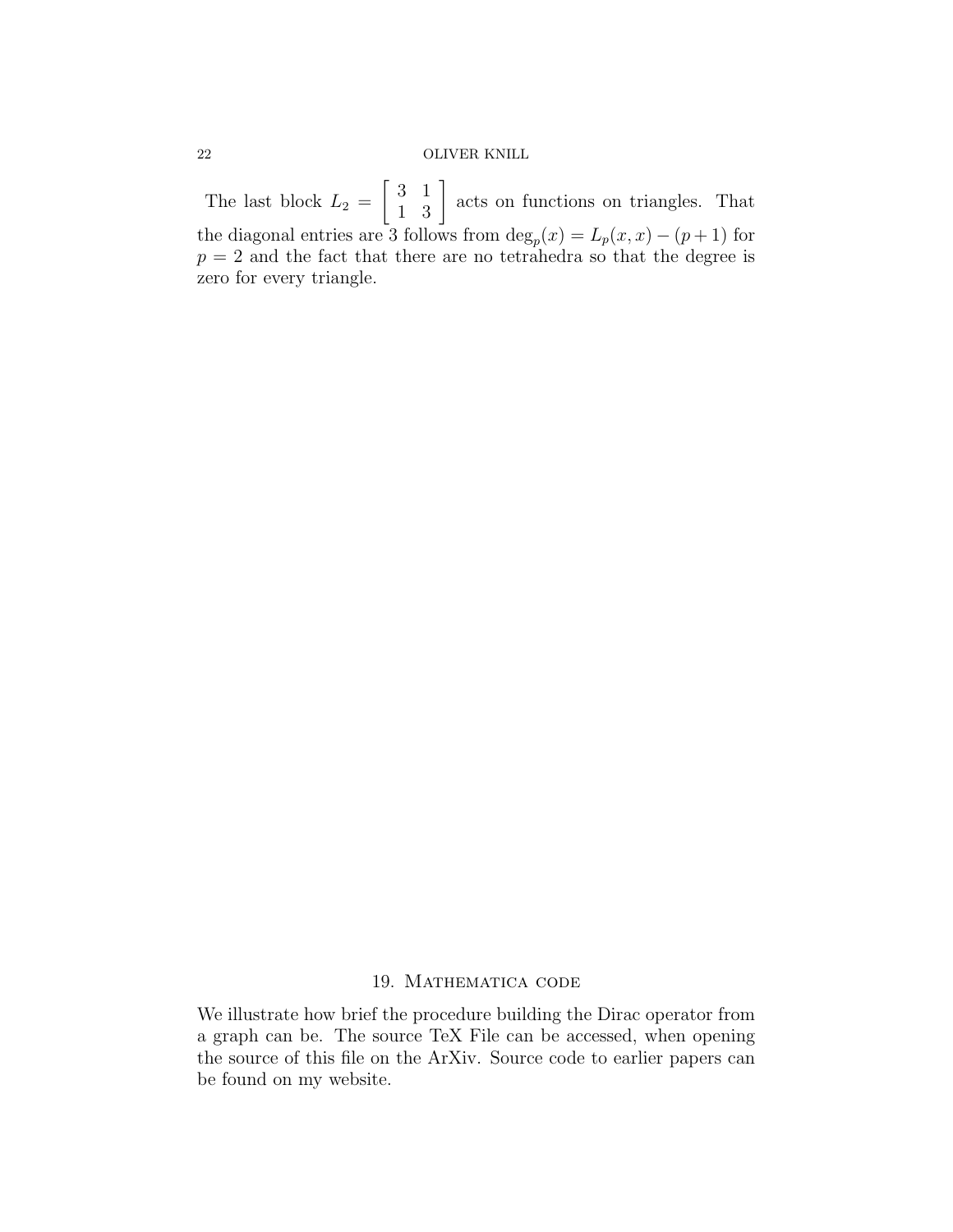The last block $L_2 = \begin{bmatrix} 3 & 1 \\ 1 & 3 \end{bmatrix}$ acts on functions on triangles. That the diagonal entries are 3 follows from $\deg_p(x) = L_p(x,x) - (p+1)$ for $p = 2$ and the fact that there are no tetrahedra so that the degree is zero for every triangle.

## 19. Mathematica code

We illustrate how brief the procedure building the Dirac operator from a graph can be. The source TeX File can be accessed, when opening the source of this file on the ArXiv. Source code to earlier papers can be found on my website.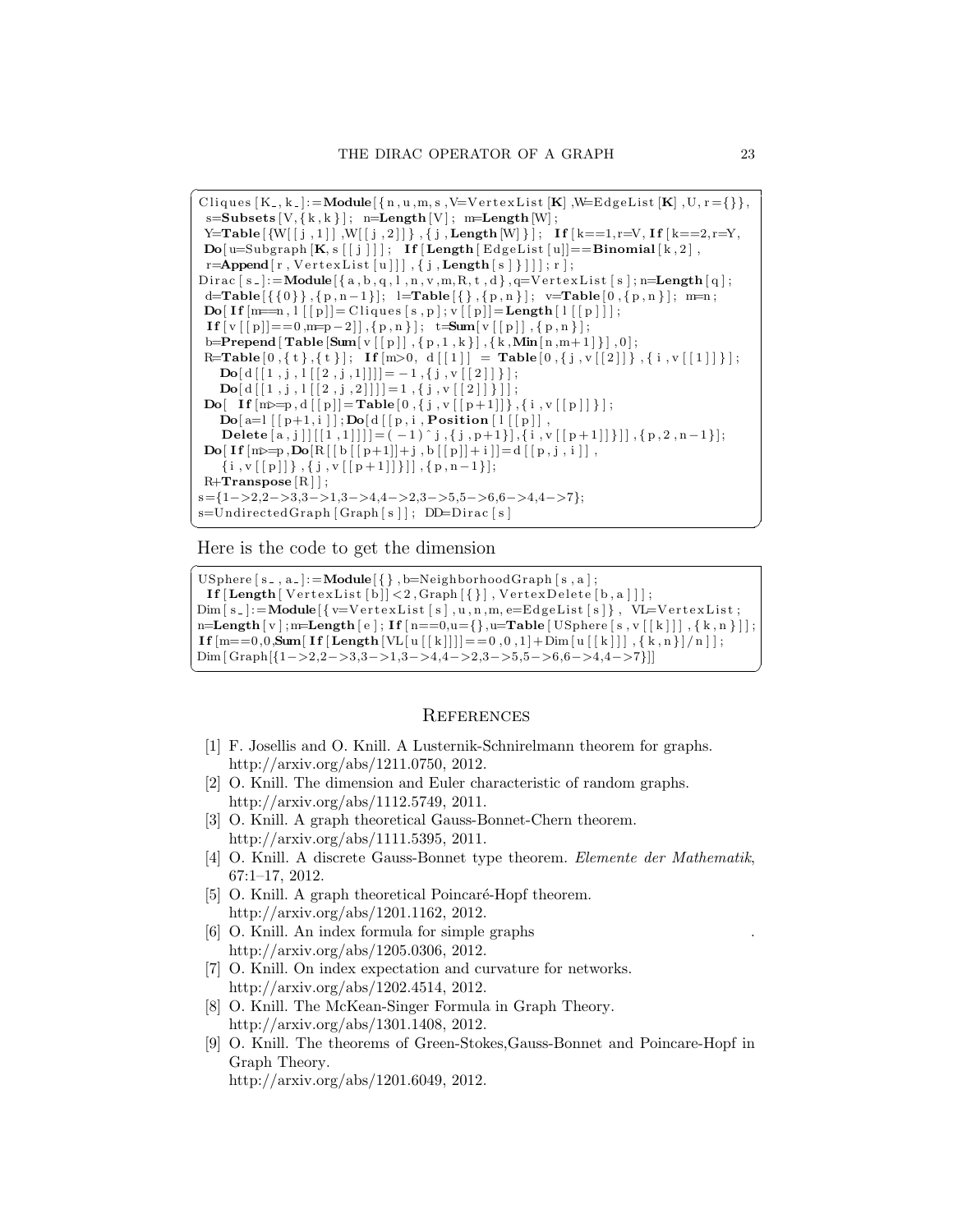```
Cliques[K_,k_]:=Module[{n,u,m,s,V=VertexList[K],W=EdgeList[K],U,r={}},
 s=Subsets[V,{k,k}]; n=Length[V]; m=Length[W];
 Y=Table[{W[[j,1]],W[[j,2]]},{j,Length[W]}]; If[k==1,r=V,If[k==2,r=Y,
 Do[u=Subgraph[K,s[[j]]]; If[Length[EdgeList[u]]==Binomial[k,2],
 r=Append[r,VertexList[u]]],{j,Length[s]}]]]; r];
Dirac[s_]:=Module[{a,b,q,l,n,v,m,R,t,d},q=VertexList[s];n=Length[q];
 d=Table[{{0}},{p,n-1}]; l=Table[{},{p,n}]; v=Table[0,{p,n}]; m=n;
 Do[If[m==n,l[[p]]=Cliques[s,p];v[[p]]=Length[l[[p]]]];
 If[v[[p]]==0,m=p-2]],{p,n}]; t=Sum[v[[p]],{p,n}];
 b=Prepend[Table[Sum[v[[p]],{p,1,k}],{k,Min[n,m+1]}],0];
 R=Table[0,{t},{t}]; If[m>0, d[[1]] = Table[0,{j,v[[2]]},{i,v[[1]]}];
    Do[d[[1,j,l[[2,j,1]]]]=-1,{j,v[[2]]}];
    Do[d[[1,j,l[[2,j,2]]]]=1,{j,v[[2]]}]];
 Do[ If[m>=p,d[[p]]=Table[0,{j,v[[p+1]]},{i,v[[p]]}];
    Do[a=l[[p+1,i]];Do[d[[p,i,Position[l[[p]],
     Delete[a,j]][[1,1]]]]=(-1)^j,{j,p+1}],{i,v[[p+1]]}]],{p,2,n-1}];
 Do[If[m>=p,Do[R[[b[[p+1]]+j,b[[p]]+i]]=d[[p,j,i]],
    {i,v[[p]]},{j,v[[p+1]]}]],{p,n-1}];
 R+Transpose[R]];
s={1->2,2->3,3->1,3->4,4->2,3->5,5->6,6->4,4->7};
s=UndirectedGraph[Graph[s]]; DD=Dirac[s]
```

Here is the code to get the dimension

```
USphere[s_,a_]:=Module[{},b=NeighborhoodGraph[s,a];
 If[Length[VertexList[b]]<2,Graph[{}],VertexDelete[b,a]]];
Dim[s_]:=Module[{v=VertexList[s],u,n,m,e=EdgeList[s]}, VL=VertexList;
n=Length[v];m=Length[e];If[n==0,u={},u=Table[USphere[s,v[[k]]],{k,n}]];
If[m==0,0,Sum[If[Length[VL[u[[k]]]]==0,0,1]+Dim[u[[k]]],{k,n}]/n]];
Dim[Graph[{1->2,2->3,3->1,3->4,4->2,3->5,5->6,6->4,4->7}]]
```

## References

[1] F. Josellis and O. Knill. A Lusternik-Schnirelmann theorem for graphs. http://arxiv.org/abs/1211.0750, 2012.

[2] O. Knill. The dimension and Euler characteristic of random graphs. http://arxiv.org/abs/1112.5749, 2011.

[3] O. Knill. A graph theoretical Gauss-Bonnet-Chern theorem. http://arxiv.org/abs/1111.5395, 2011.

[4] O. Knill. A discrete Gauss-Bonnet type theorem. *Elemente der Mathematik*, 67:1–17, 2012.

[5] O. Knill. A graph theoretical Poincaré-Hopf theorem. http://arxiv.org/abs/1201.1162, 2012.

[6] O. Knill. An index formula for simple graphs. http://arxiv.org/abs/1205.0306, 2012.

[7] O. Knill. On index expectation and curvature for networks. http://arxiv.org/abs/1202.4514, 2012.

[8] O. Knill. The McKean-Singer Formula in Graph Theory. http://arxiv.org/abs/1301.1408, 2012.

[9] O. Knill. The theorems of Green-Stokes,Gauss-Bonnet and Poincare-Hopf in Graph Theory. http://arxiv.org/abs/1201.6049, 2012.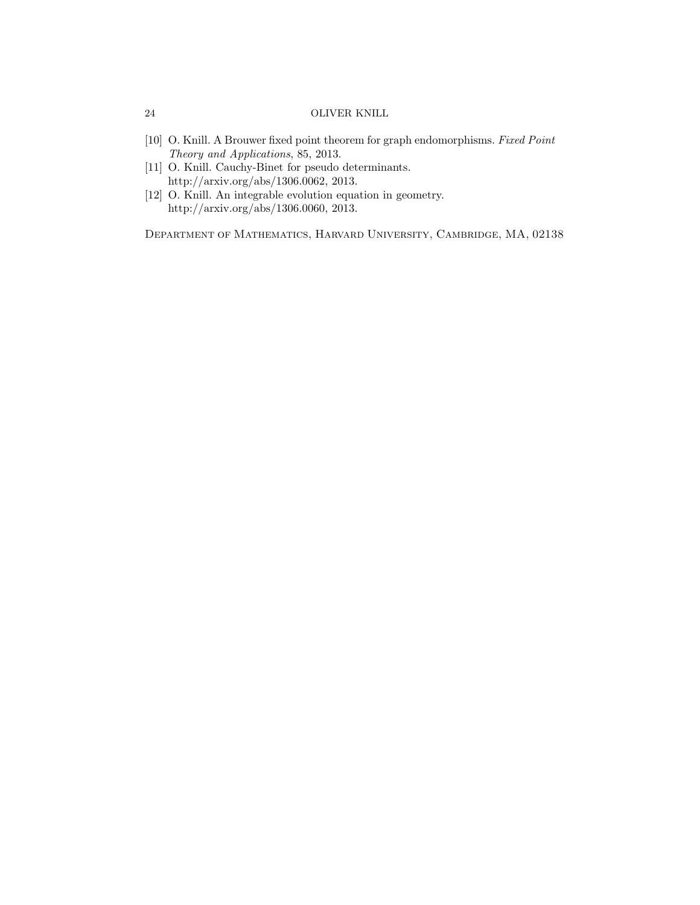[10] O. Knill. A Brouwer fixed point theorem for graph endomorphisms. *Fixed Point Theory and Applications*, 85, 2013.

[11] O. Knill. Cauchy-Binet for pseudo determinants. http://arxiv.org/abs/1306.0062, 2013.

[12] O. Knill. An integrable evolution equation in geometry. http://arxiv.org/abs/1306.0060, 2013.

Department of Mathematics, Harvard University, Cambridge, MA, 02138